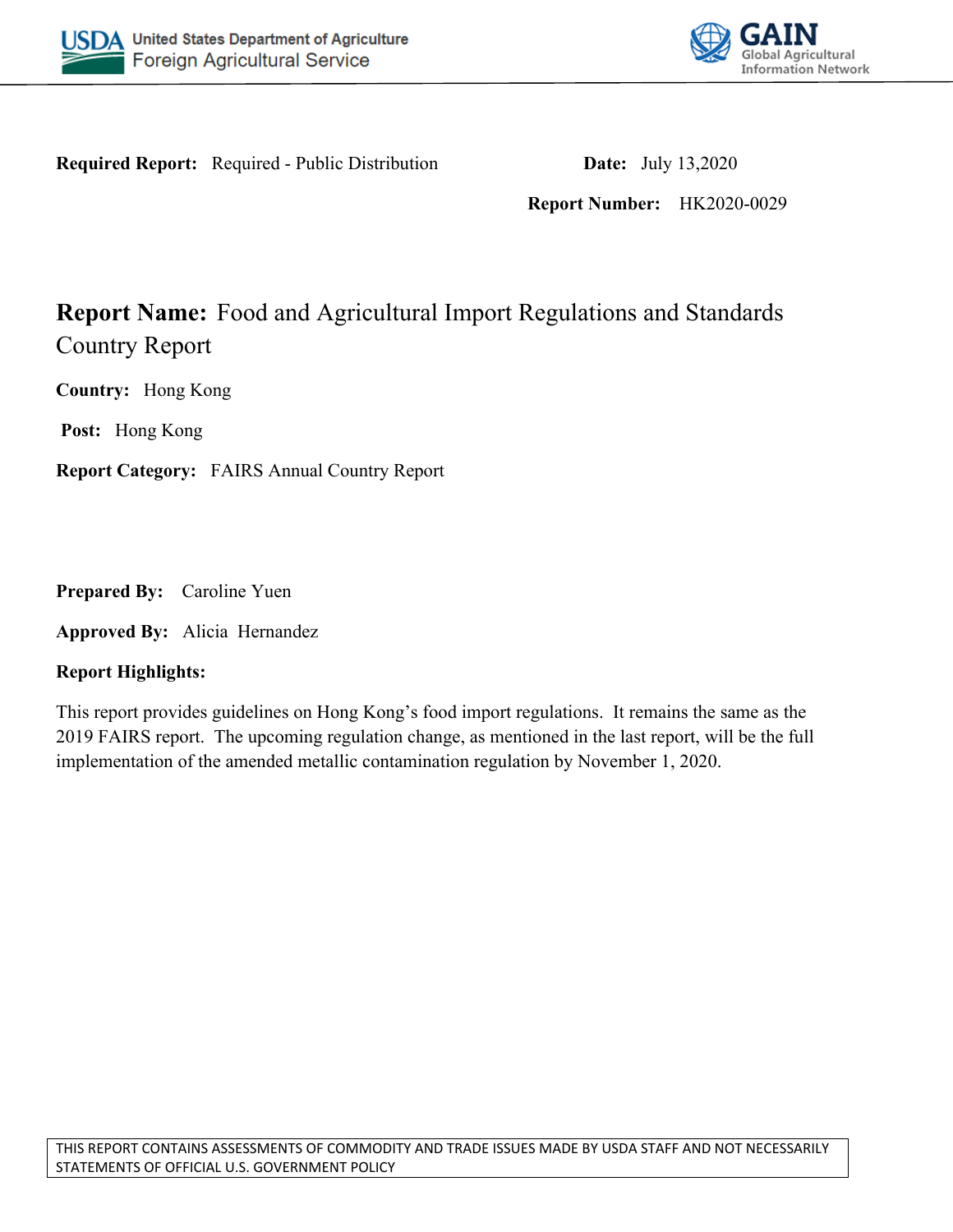United States Department of Agriculture
Foreign Agricultural Service

GAIN
Global Agricultural Information Network

**Required Report:** Required - Public Distribution

**Date:** July 13,2020

**Report Number:** HK2020-0029

# **Report Name:** Food and Agricultural Import Regulations and Standards Country Report

**Country:** Hong Kong

**Post:** Hong Kong

**Report Category:** FAIRS Annual Country Report

**Prepared By:** Caroline Yuen

**Approved By:** Alicia Hernandez

**Report Highlights:**

This report provides guidelines on Hong Kong's food import regulations. It remains the same as the 2019 FAIRS report. The upcoming regulation change, as mentioned in the last report, will be the full implementation of the amended metallic contamination regulation by November 1, 2020.

THIS REPORT CONTAINS ASSESSMENTS OF COMMODITY AND TRADE ISSUES MADE BY USDA STAFF AND NOT NECESSARILY STATEMENTS OF OFFICIAL U.S. GOVERNMENT POLICY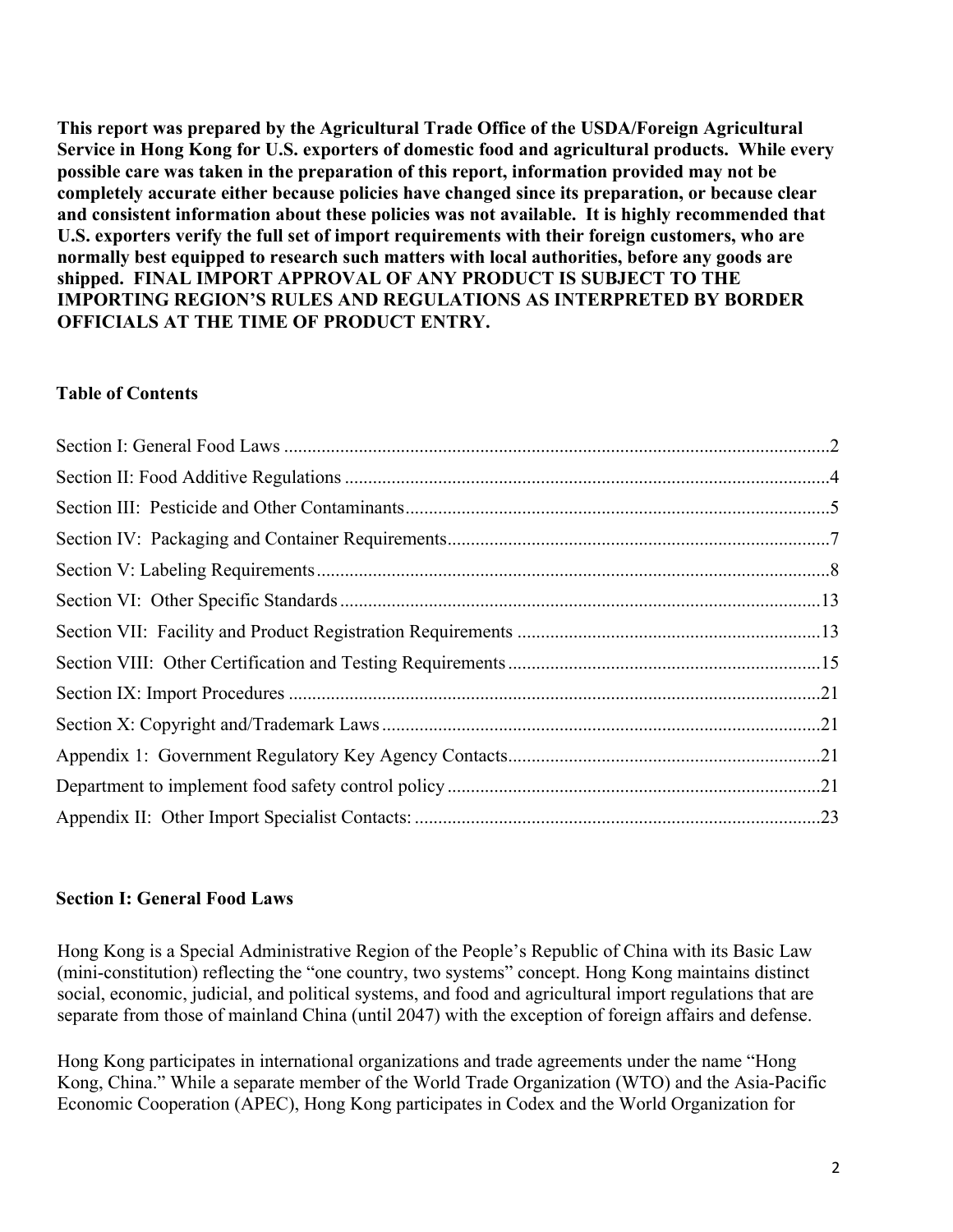**This report was prepared by the Agricultural Trade Office of the USDA/Foreign Agricultural Service in Hong Kong for U.S. exporters of domestic food and agricultural products. While every possible care was taken in the preparation of this report, information provided may not be completely accurate either because policies have changed since its preparation, or because clear and consistent information about these policies was not available. It is highly recommended that U.S. exporters verify the full set of import requirements with their foreign customers, who are normally best equipped to research such matters with local authorities, before any goods are shipped. FINAL IMPORT APPROVAL OF ANY PRODUCT IS SUBJECT TO THE IMPORTING REGION'S RULES AND REGULATIONS AS INTERPRETED BY BORDER OFFICIALS AT THE TIME OF PRODUCT ENTRY.**

## Table of Contents

- Section I: General Food Laws ....2
- Section II: Food Additive Regulations ....4
- Section III: Pesticide and Other Contaminants ....5
- Section IV: Packaging and Container Requirements ....7
- Section V: Labeling Requirements ....8
- Section VI: Other Specific Standards ....13
- Section VII: Facility and Product Registration Requirements ....13
- Section VIII: Other Certification and Testing Requirements ....15
- Section IX: Import Procedures ....21
- Section X: Copyright and/Trademark Laws ....21
- Appendix 1: Government Regulatory Key Agency Contacts ....21
- Department to implement food safety control policy ....21
- Appendix II: Other Import Specialist Contacts: ....23

## Section I: General Food Laws

Hong Kong is a Special Administrative Region of the People's Republic of China with its Basic Law (mini-constitution) reflecting the "one country, two systems" concept. Hong Kong maintains distinct social, economic, judicial, and political systems, and food and agricultural import regulations that are separate from those of mainland China (until 2047) with the exception of foreign affairs and defense.

Hong Kong participates in international organizations and trade agreements under the name "Hong Kong, China." While a separate member of the World Trade Organization (WTO) and the Asia-Pacific Economic Cooperation (APEC), Hong Kong participates in Codex and the World Organization for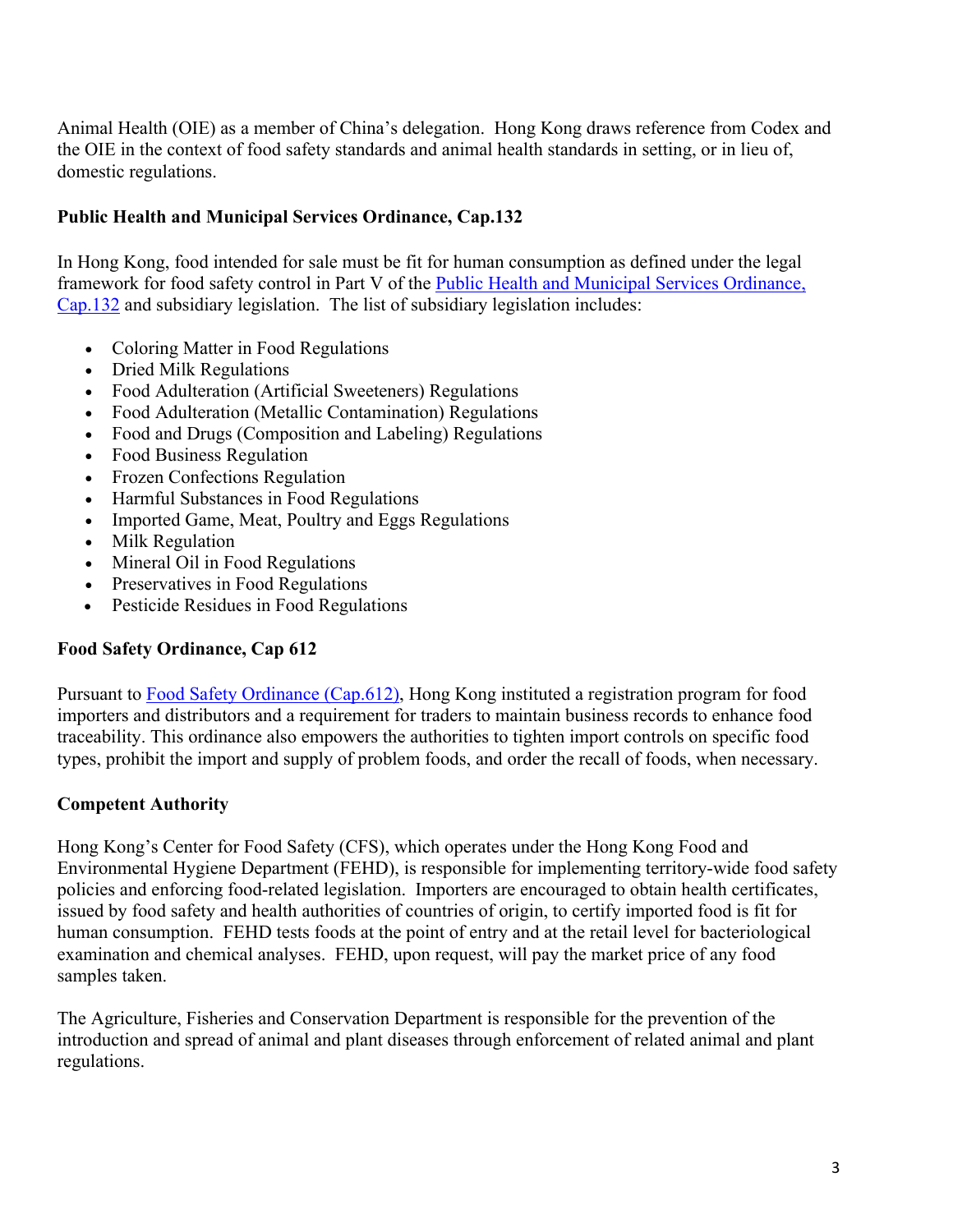Animal Health (OIE) as a member of China's delegation. Hong Kong draws reference from Codex and the OIE in the context of food safety standards and animal health standards in setting, or in lieu of, domestic regulations.

**Public Health and Municipal Services Ordinance, Cap.132**

In Hong Kong, food intended for sale must be fit for human consumption as defined under the legal framework for food safety control in Part V of the [Public Health and Municipal Services Ordinance, Cap.132] and subsidiary legislation. The list of subsidiary legislation includes:

- Coloring Matter in Food Regulations
- Dried Milk Regulations
- Food Adulteration (Artificial Sweeteners) Regulations
- Food Adulteration (Metallic Contamination) Regulations
- Food and Drugs (Composition and Labeling) Regulations
- Food Business Regulation
- Frozen Confections Regulation
- Harmful Substances in Food Regulations
- Imported Game, Meat, Poultry and Eggs Regulations
- Milk Regulation
- Mineral Oil in Food Regulations
- Preservatives in Food Regulations
- Pesticide Residues in Food Regulations

**Food Safety Ordinance, Cap 612**

Pursuant to [Food Safety Ordinance (Cap.612)], Hong Kong instituted a registration program for food importers and distributors and a requirement for traders to maintain business records to enhance food traceability. This ordinance also empowers the authorities to tighten import controls on specific food types, prohibit the import and supply of problem foods, and order the recall of foods, when necessary.

**Competent Authority**

Hong Kong's Center for Food Safety (CFS), which operates under the Hong Kong Food and Environmental Hygiene Department (FEHD), is responsible for implementing territory-wide food safety policies and enforcing food-related legislation. Importers are encouraged to obtain health certificates, issued by food safety and health authorities of countries of origin, to certify imported food is fit for human consumption. FEHD tests foods at the point of entry and at the retail level for bacteriological examination and chemical analyses. FEHD, upon request, will pay the market price of any food samples taken.

The Agriculture, Fisheries and Conservation Department is responsible for the prevention of the introduction and spread of animal and plant diseases through enforcement of related animal and plant regulations.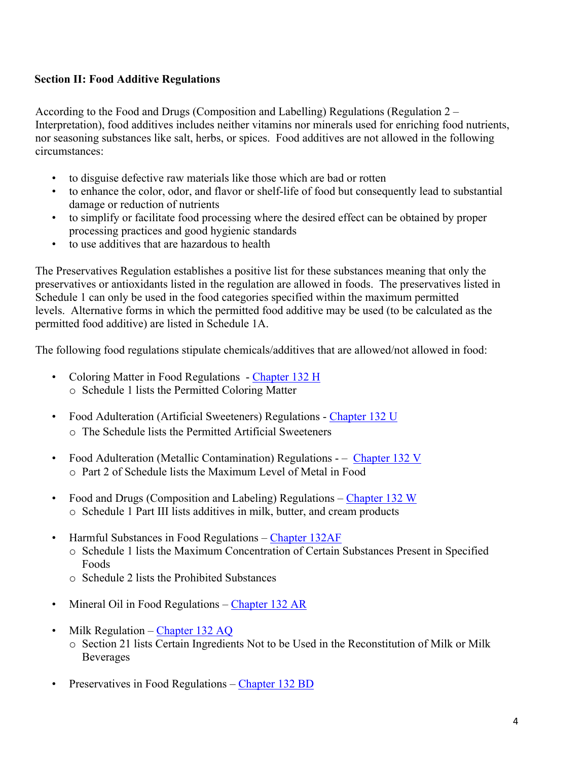**Section II: Food Additive Regulations**

According to the Food and Drugs (Composition and Labelling) Regulations (Regulation 2 – Interpretation), food additives includes neither vitamins nor minerals used for enriching food nutrients, nor seasoning substances like salt, herbs, or spices. Food additives are not allowed in the following circumstances:

- to disguise defective raw materials like those which are bad or rotten
- to enhance the color, odor, and flavor or shelf-life of food but consequently lead to substantial damage or reduction of nutrients
- to simplify or facilitate food processing where the desired effect can be obtained by proper processing practices and good hygienic standards
- to use additives that are hazardous to health

The Preservatives Regulation establishes a positive list for these substances meaning that only the preservatives or antioxidants listed in the regulation are allowed in foods. The preservatives listed in Schedule 1 can only be used in the food categories specified within the maximum permitted levels. Alternative forms in which the permitted food additive may be used (to be calculated as the permitted food additive) are listed in Schedule 1A.

The following food regulations stipulate chemicals/additives that are allowed/not allowed in food:

- Coloring Matter in Food Regulations - Chapter 132 H
  - Schedule 1 lists the Permitted Coloring Matter

- Food Adulteration (Artificial Sweeteners) Regulations - Chapter 132 U
  - The Schedule lists the Permitted Artificial Sweeteners

- Food Adulteration (Metallic Contamination) Regulations - – Chapter 132 V
  - Part 2 of Schedule lists the Maximum Level of Metal in Food

- Food and Drugs (Composition and Labeling) Regulations – Chapter 132 W
  - Schedule 1 Part III lists additives in milk, butter, and cream products

- Harmful Substances in Food Regulations – Chapter 132AF
  - Schedule 1 lists the Maximum Concentration of Certain Substances Present in Specified Foods
  - Schedule 2 lists the Prohibited Substances

- Mineral Oil in Food Regulations – Chapter 132 AR

- Milk Regulation – Chapter 132 AQ
  - Section 21 lists Certain Ingredients Not to be Used in the Reconstitution of Milk or Milk Beverages

- Preservatives in Food Regulations – Chapter 132 BD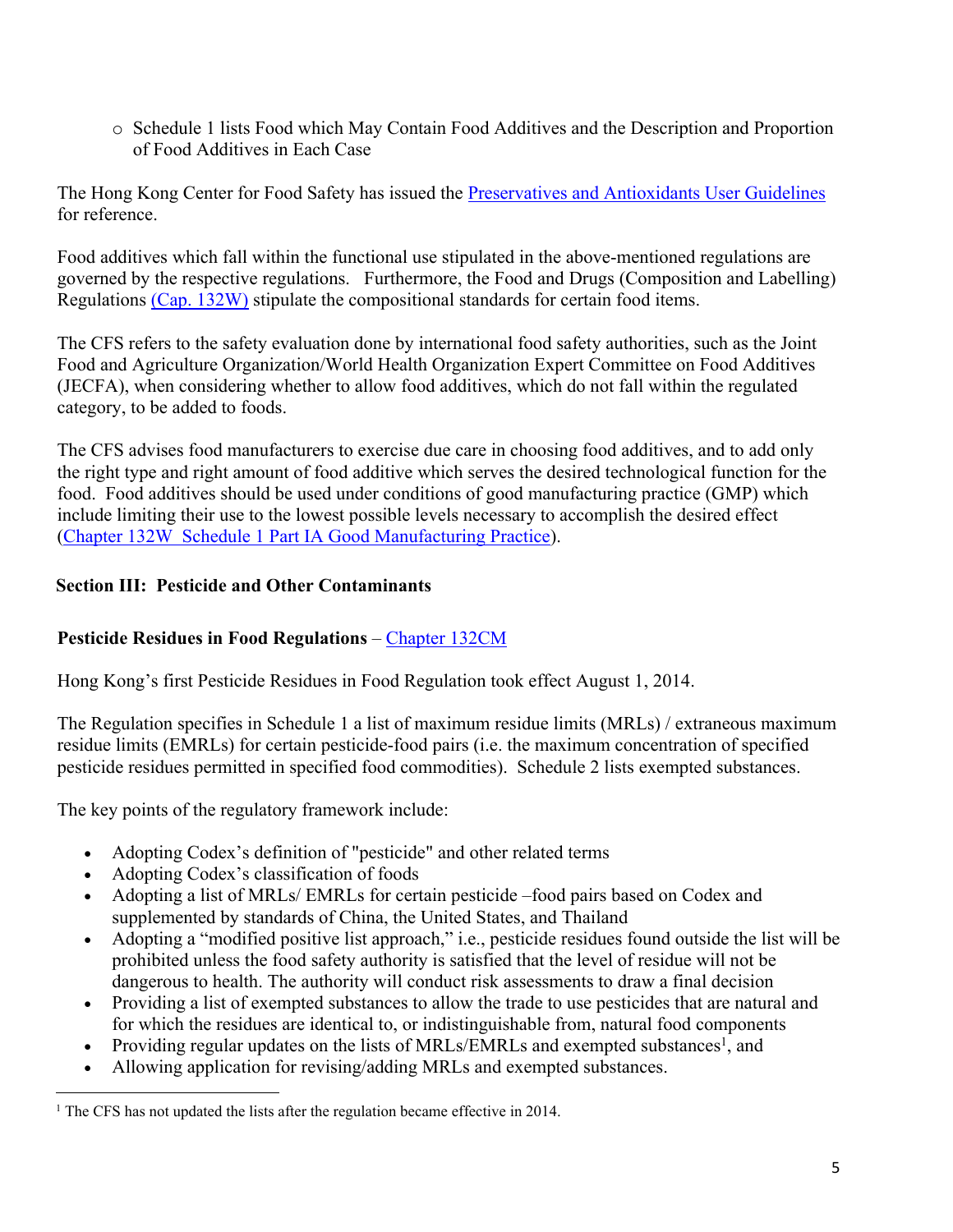- Schedule 1 lists Food which May Contain Food Additives and the Description and Proportion of Food Additives in Each Case

The Hong Kong Center for Food Safety has issued the [Preservatives and Antioxidants User Guidelines](#) for reference.

Food additives which fall within the functional use stipulated in the above-mentioned regulations are governed by the respective regulations. Furthermore, the Food and Drugs (Composition and Labelling) Regulations [(Cap. 132W)](#) stipulate the compositional standards for certain food items.

The CFS refers to the safety evaluation done by international food safety authorities, such as the Joint Food and Agriculture Organization/World Health Organization Expert Committee on Food Additives (JECFA), when considering whether to allow food additives, which do not fall within the regulated category, to be added to foods.

The CFS advises food manufacturers to exercise due care in choosing food additives, and to add only the right type and right amount of food additive which serves the desired technological function for the food. Food additives should be used under conditions of good manufacturing practice (GMP) which include limiting their use to the lowest possible levels necessary to accomplish the desired effect ([Chapter 132W Schedule 1 Part IA Good Manufacturing Practice](#)).

## Section III: Pesticide and Other Contaminants

### Pesticide Residues in Food Regulations – [Chapter 132CM](#)

Hong Kong's first Pesticide Residues in Food Regulation took effect August 1, 2014.

The Regulation specifies in Schedule 1 a list of maximum residue limits (MRLs) / extraneous maximum residue limits (EMRLs) for certain pesticide-food pairs (i.e. the maximum concentration of specified pesticide residues permitted in specified food commodities). Schedule 2 lists exempted substances.

The key points of the regulatory framework include:

- Adopting Codex's definition of "pesticide" and other related terms
- Adopting Codex's classification of foods
- Adopting a list of MRLs/ EMRLs for certain pesticide –food pairs based on Codex and supplemented by standards of China, the United States, and Thailand
- Adopting a "modified positive list approach," i.e., pesticide residues found outside the list will be prohibited unless the food safety authority is satisfied that the level of residue will not be dangerous to health. The authority will conduct risk assessments to draw a final decision
- Providing a list of exempted substances to allow the trade to use pesticides that are natural and for which the residues are identical to, or indistinguishable from, natural food components
- Providing regular updates on the lists of MRLs/EMRLs and exempted substances[1], and
- Allowing application for revising/adding MRLs and exempted substances.

[1] The CFS has not updated the lists after the regulation became effective in 2014.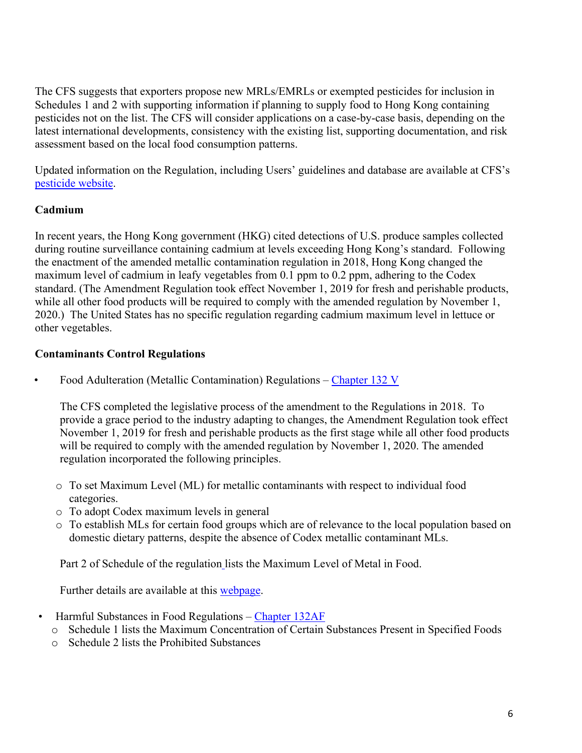The CFS suggests that exporters propose new MRLs/EMRLs or exempted pesticides for inclusion in Schedules 1 and 2 with supporting information if planning to supply food to Hong Kong containing pesticides not on the list. The CFS will consider applications on a case-by-case basis, depending on the latest international developments, consistency with the existing list, supporting documentation, and risk assessment based on the local food consumption patterns.

Updated information on the Regulation, including Users' guidelines and database are available at CFS's [pesticide website](#).

**Cadmium**

In recent years, the Hong Kong government (HKG) cited detections of U.S. produce samples collected during routine surveillance containing cadmium at levels exceeding Hong Kong's standard. Following the enactment of the amended metallic contamination regulation in 2018, Hong Kong changed the maximum level of cadmium in leafy vegetables from 0.1 ppm to 0.2 ppm, adhering to the Codex standard. (The Amendment Regulation took effect November 1, 2019 for fresh and perishable products, while all other food products will be required to comply with the amended regulation by November 1, 2020.) The United States has no specific regulation regarding cadmium maximum level in lettuce or other vegetables.

**Contaminants Control Regulations**

- Food Adulteration (Metallic Contamination) Regulations – [Chapter 132 V](#)

  The CFS completed the legislative process of the amendment to the Regulations in 2018. To provide a grace period to the industry adapting to changes, the Amendment Regulation took effect November 1, 2019 for fresh and perishable products as the first stage while all other food products will be required to comply with the amended regulation by November 1, 2020. The amended regulation incorporated the following principles.

  - To set Maximum Level (ML) for metallic contaminants with respect to individual food categories.
  - To adopt Codex maximum levels in general
  - To establish MLs for certain food groups which are of relevance to the local population based on domestic dietary patterns, despite the absence of Codex metallic contaminant MLs.

  Part 2 of Schedule of the regulation lists the Maximum Level of Metal in Food.

  Further details are available at this [webpage](#).

- Harmful Substances in Food Regulations – [Chapter 132AF](#)
  - Schedule 1 lists the Maximum Concentration of Certain Substances Present in Specified Foods
  - Schedule 2 lists the Prohibited Substances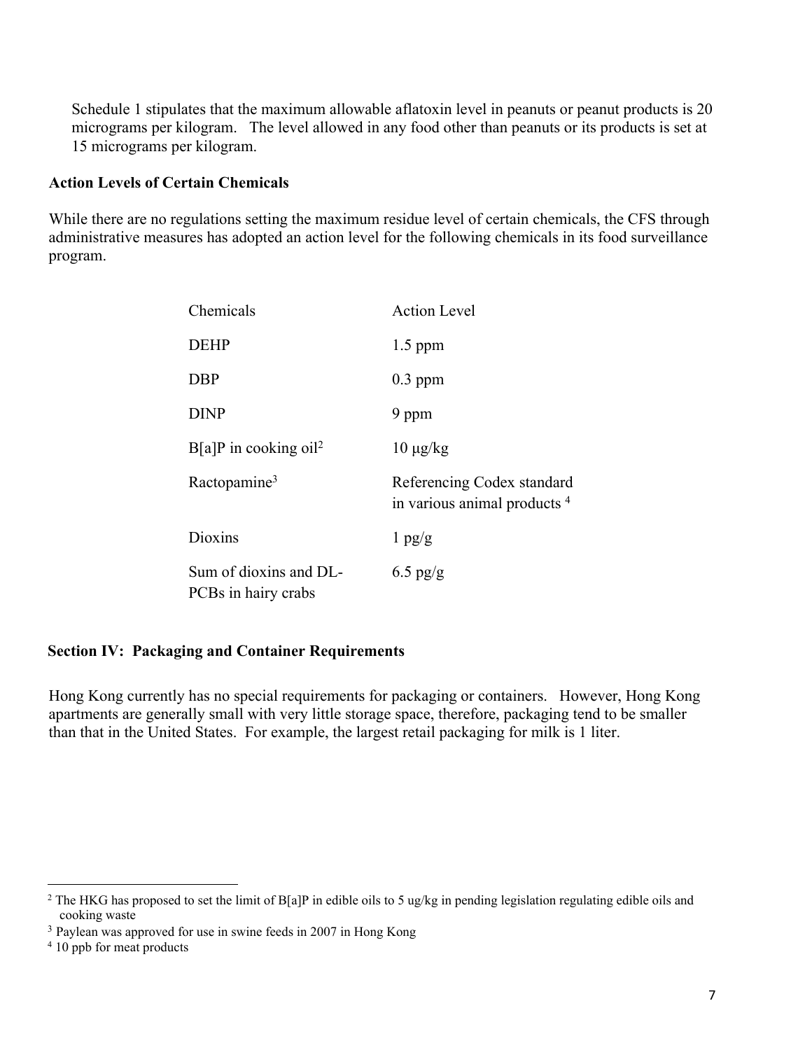Schedule 1 stipulates that the maximum allowable aflatoxin level in peanuts or peanut products is 20 micrograms per kilogram. The level allowed in any food other than peanuts or its products is set at 15 micrograms per kilogram.

**Action Levels of Certain Chemicals**

While there are no regulations setting the maximum residue level of certain chemicals, the CFS through administrative measures has adopted an action level for the following chemicals in its food surveillance program.

| Chemicals | Action Level |
|---|---|
| DEHP | 1.5 ppm |
| DBP | 0.3 ppm |
| DINP | 9 ppm |
| B[a]P in cooking oil[2] | 10 µg/kg |
| Ractopamine[3] | Referencing Codex standard in various animal products [4] |
| Dioxins | 1 pg/g |
| Sum of dioxins and DL-PCBs in hairy crabs | 6.5 pg/g |

## Section IV: Packaging and Container Requirements

Hong Kong currently has no special requirements for packaging or containers. However, Hong Kong apartments are generally small with very little storage space, therefore, packaging tend to be smaller than that in the United States. For example, the largest retail packaging for milk is 1 liter.

---

[2] The HKG has proposed to set the limit of B[a]P in edible oils to 5 ug/kg in pending legislation regulating edible oils and cooking waste

[3] Paylean was approved for use in swine feeds in 2007 in Hong Kong

[4] 10 ppb for meat products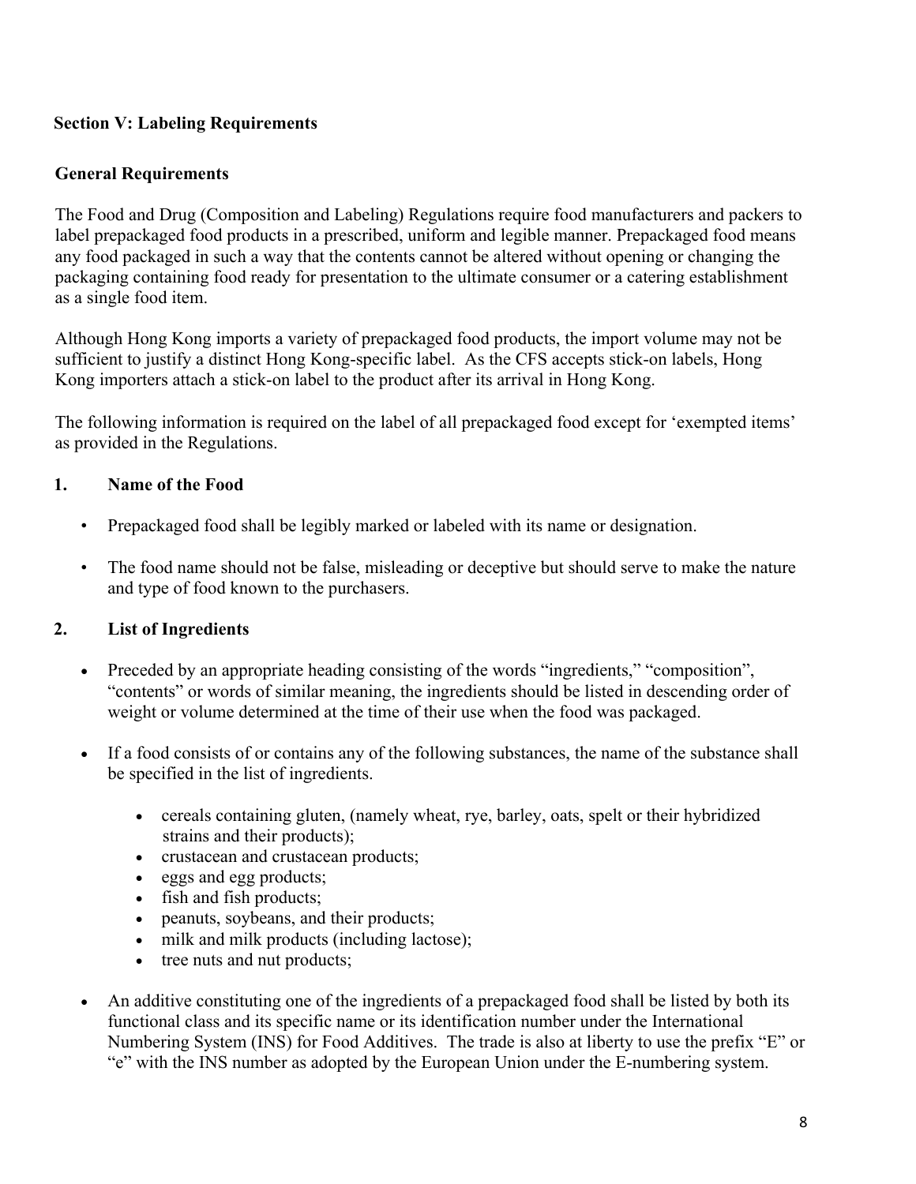## Section V: Labeling Requirements

### General Requirements

The Food and Drug (Composition and Labeling) Regulations require food manufacturers and packers to label prepackaged food products in a prescribed, uniform and legible manner. Prepackaged food means any food packaged in such a way that the contents cannot be altered without opening or changing the packaging containing food ready for presentation to the ultimate consumer or a catering establishment as a single food item.

Although Hong Kong imports a variety of prepackaged food products, the import volume may not be sufficient to justify a distinct Hong Kong-specific label. As the CFS accepts stick-on labels, Hong Kong importers attach a stick-on label to the product after its arrival in Hong Kong.

The following information is required on the label of all prepackaged food except for 'exempted items' as provided in the Regulations.

### 1. Name of the Food

- Prepackaged food shall be legibly marked or labeled with its name or designation.
- The food name should not be false, misleading or deceptive but should serve to make the nature and type of food known to the purchasers.

### 2. List of Ingredients

- Preceded by an appropriate heading consisting of the words "ingredients," "composition", "contents" or words of similar meaning, the ingredients should be listed in descending order of weight or volume determined at the time of their use when the food was packaged.
- If a food consists of or contains any of the following substances, the name of the substance shall be specified in the list of ingredients.
  - cereals containing gluten, (namely wheat, rye, barley, oats, spelt or their hybridized strains and their products);
  - crustacean and crustacean products;
  - eggs and egg products;
  - fish and fish products;
  - peanuts, soybeans, and their products;
  - milk and milk products (including lactose);
  - tree nuts and nut products;
- An additive constituting one of the ingredients of a prepackaged food shall be listed by both its functional class and its specific name or its identification number under the International Numbering System (INS) for Food Additives. The trade is also at liberty to use the prefix "E" or "e" with the INS number as adopted by the European Union under the E-numbering system.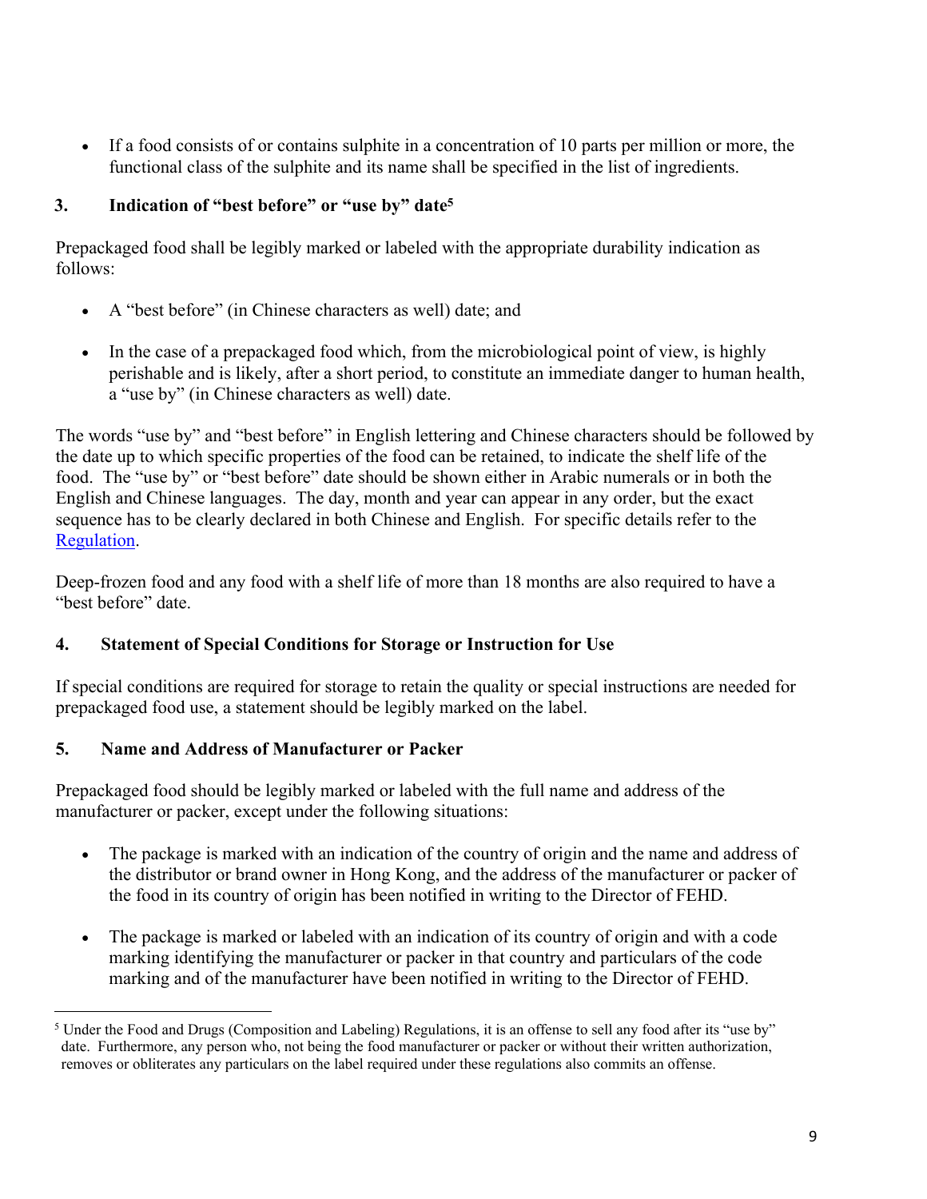- If a food consists of or contains sulphite in a concentration of 10 parts per million or more, the functional class of the sulphite and its name shall be specified in the list of ingredients.

## 3. Indication of "best before" or "use by" date[5]

Prepackaged food shall be legibly marked or labeled with the appropriate durability indication as follows:

- A "best before" (in Chinese characters as well) date; and
- In the case of a prepackaged food which, from the microbiological point of view, is highly perishable and is likely, after a short period, to constitute an immediate danger to human health, a "use by" (in Chinese characters as well) date.

The words "use by" and "best before" in English lettering and Chinese characters should be followed by the date up to which specific properties of the food can be retained, to indicate the shelf life of the food. The "use by" or "best before" date should be shown either in Arabic numerals or in both the English and Chinese languages. The day, month and year can appear in any order, but the exact sequence has to be clearly declared in both Chinese and English. For specific details refer to the Regulation.

Deep-frozen food and any food with a shelf life of more than 18 months are also required to have a "best before" date.

## 4. Statement of Special Conditions for Storage or Instruction for Use

If special conditions are required for storage to retain the quality or special instructions are needed for prepackaged food use, a statement should be legibly marked on the label.

## 5. Name and Address of Manufacturer or Packer

Prepackaged food should be legibly marked or labeled with the full name and address of the manufacturer or packer, except under the following situations:

- The package is marked with an indication of the country of origin and the name and address of the distributor or brand owner in Hong Kong, and the address of the manufacturer or packer of the food in its country of origin has been notified in writing to the Director of FEHD.
- The package is marked or labeled with an indication of its country of origin and with a code marking identifying the manufacturer or packer in that country and particulars of the code marking and of the manufacturer have been notified in writing to the Director of FEHD.

---

[5] Under the Food and Drugs (Composition and Labeling) Regulations, it is an offense to sell any food after its "use by" date. Furthermore, any person who, not being the food manufacturer or packer or without their written authorization, removes or obliterates any particulars on the label required under these regulations also commits an offense.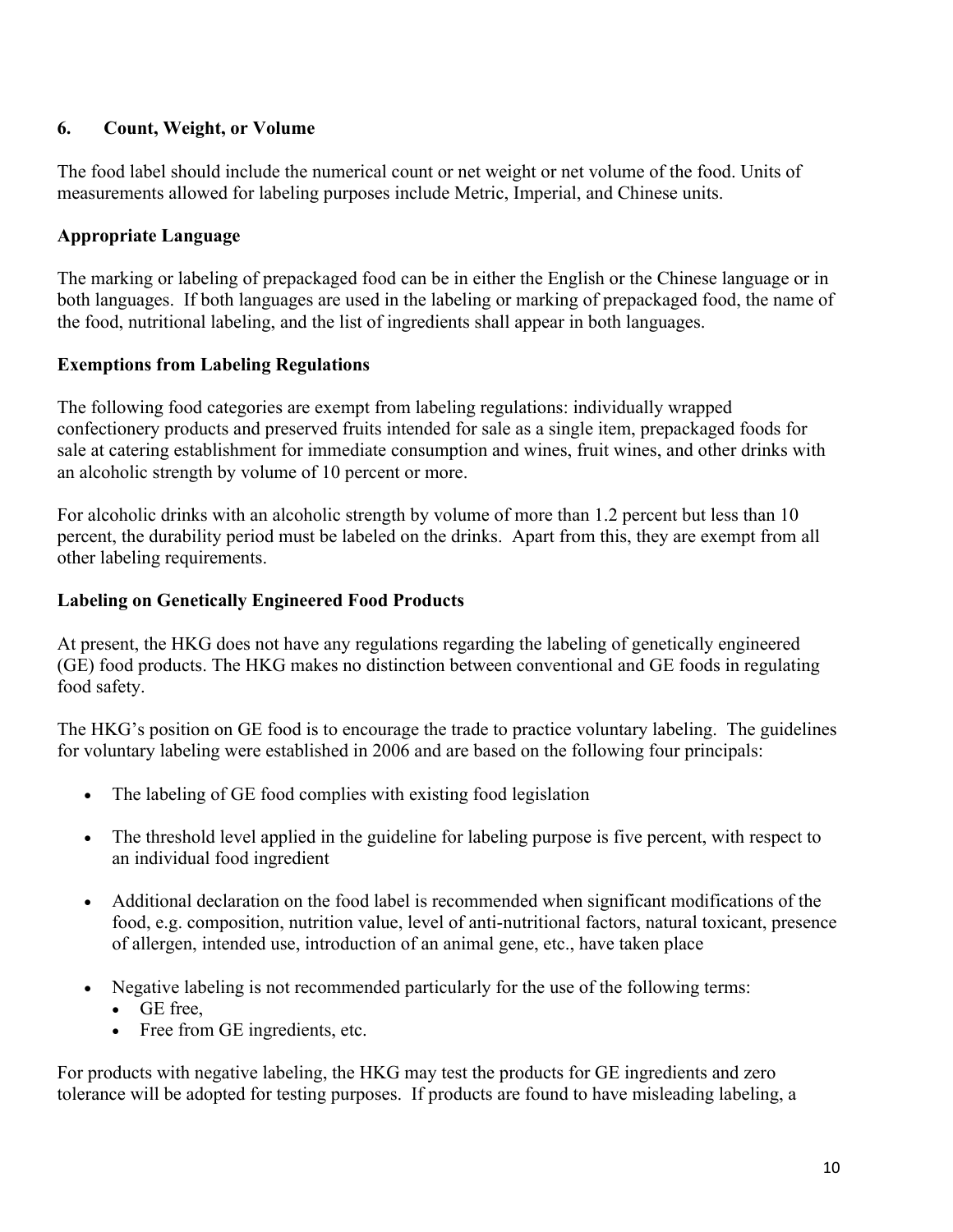### 6. Count, Weight, or Volume

The food label should include the numerical count or net weight or net volume of the food. Units of measurements allowed for labeling purposes include Metric, Imperial, and Chinese units.

### Appropriate Language

The marking or labeling of prepackaged food can be in either the English or the Chinese language or in both languages. If both languages are used in the labeling or marking of prepackaged food, the name of the food, nutritional labeling, and the list of ingredients shall appear in both languages.

### Exemptions from Labeling Regulations

The following food categories are exempt from labeling regulations: individually wrapped confectionery products and preserved fruits intended for sale as a single item, prepackaged foods for sale at catering establishment for immediate consumption and wines, fruit wines, and other drinks with an alcoholic strength by volume of 10 percent or more.

For alcoholic drinks with an alcoholic strength by volume of more than 1.2 percent but less than 10 percent, the durability period must be labeled on the drinks. Apart from this, they are exempt from all other labeling requirements.

### Labeling on Genetically Engineered Food Products

At present, the HKG does not have any regulations regarding the labeling of genetically engineered (GE) food products. The HKG makes no distinction between conventional and GE foods in regulating food safety.

The HKG's position on GE food is to encourage the trade to practice voluntary labeling. The guidelines for voluntary labeling were established in 2006 and are based on the following four principals:

- The labeling of GE food complies with existing food legislation
- The threshold level applied in the guideline for labeling purpose is five percent, with respect to an individual food ingredient
- Additional declaration on the food label is recommended when significant modifications of the food, e.g. composition, nutrition value, level of anti-nutritional factors, natural toxicant, presence of allergen, intended use, introduction of an animal gene, etc., have taken place
- Negative labeling is not recommended particularly for the use of the following terms:
  - GE free,
  - Free from GE ingredients, etc.

For products with negative labeling, the HKG may test the products for GE ingredients and zero tolerance will be adopted for testing purposes. If products are found to have misleading labeling, a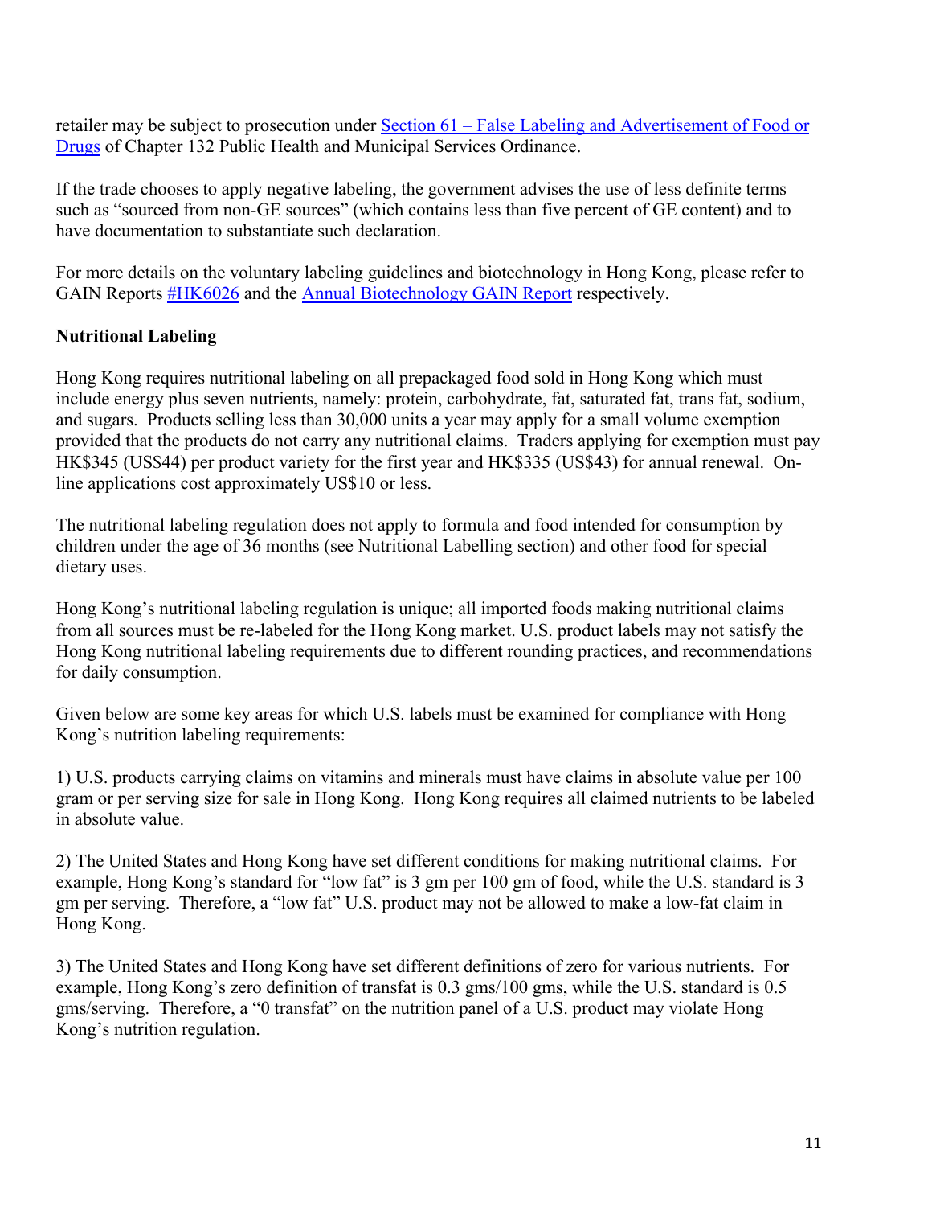retailer may be subject to prosecution under [Section 61 – False Labeling and Advertisement of Food or Drugs] of Chapter 132 Public Health and Municipal Services Ordinance.

If the trade chooses to apply negative labeling, the government advises the use of less definite terms such as "sourced from non-GE sources" (which contains less than five percent of GE content) and to have documentation to substantiate such declaration.

For more details on the voluntary labeling guidelines and biotechnology in Hong Kong, please refer to GAIN Reports [#HK6026] and the [Annual Biotechnology GAIN Report] respectively.

**Nutritional Labeling**

Hong Kong requires nutritional labeling on all prepackaged food sold in Hong Kong which must include energy plus seven nutrients, namely: protein, carbohydrate, fat, saturated fat, trans fat, sodium, and sugars. Products selling less than 30,000 units a year may apply for a small volume exemption provided that the products do not carry any nutritional claims. Traders applying for exemption must pay HK$345 (US$44) per product variety for the first year and HK$335 (US$43) for annual renewal. On-line applications cost approximately US$10 or less.

The nutritional labeling regulation does not apply to formula and food intended for consumption by children under the age of 36 months (see Nutritional Labelling section) and other food for special dietary uses.

Hong Kong's nutritional labeling regulation is unique; all imported foods making nutritional claims from all sources must be re-labeled for the Hong Kong market. U.S. product labels may not satisfy the Hong Kong nutritional labeling requirements due to different rounding practices, and recommendations for daily consumption.

Given below are some key areas for which U.S. labels must be examined for compliance with Hong Kong's nutrition labeling requirements:

1) U.S. products carrying claims on vitamins and minerals must have claims in absolute value per 100 gram or per serving size for sale in Hong Kong. Hong Kong requires all claimed nutrients to be labeled in absolute value.

2) The United States and Hong Kong have set different conditions for making nutritional claims. For example, Hong Kong's standard for "low fat" is 3 gm per 100 gm of food, while the U.S. standard is 3 gm per serving. Therefore, a "low fat" U.S. product may not be allowed to make a low-fat claim in Hong Kong.

3) The United States and Hong Kong have set different definitions of zero for various nutrients. For example, Hong Kong's zero definition of transfat is 0.3 gms/100 gms, while the U.S. standard is 0.5 gms/serving. Therefore, a "0 transfat" on the nutrition panel of a U.S. product may violate Hong Kong's nutrition regulation.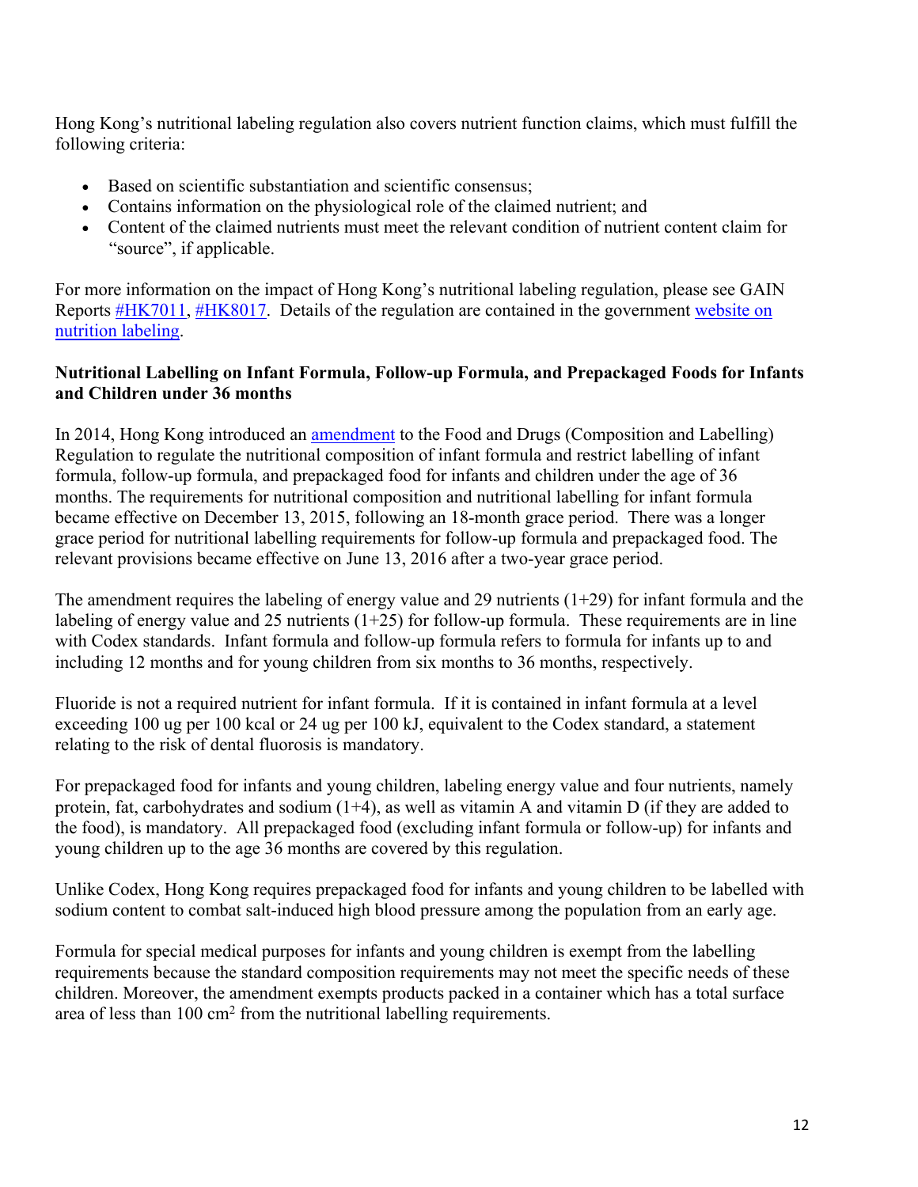Hong Kong's nutritional labeling regulation also covers nutrient function claims, which must fulfill the following criteria:

- Based on scientific substantiation and scientific consensus;
- Contains information on the physiological role of the claimed nutrient; and
- Content of the claimed nutrients must meet the relevant condition of nutrient content claim for "source", if applicable.

For more information on the impact of Hong Kong's nutritional labeling regulation, please see GAIN Reports #HK7011, #HK8017. Details of the regulation are contained in the government website on nutrition labeling.

**Nutritional Labelling on Infant Formula, Follow-up Formula, and Prepackaged Foods for Infants and Children under 36 months**

In 2014, Hong Kong introduced an amendment to the Food and Drugs (Composition and Labelling) Regulation to regulate the nutritional composition of infant formula and restrict labelling of infant formula, follow-up formula, and prepackaged food for infants and children under the age of 36 months. The requirements for nutritional composition and nutritional labelling for infant formula became effective on December 13, 2015, following an 18-month grace period. There was a longer grace period for nutritional labelling requirements for follow-up formula and prepackaged food. The relevant provisions became effective on June 13, 2016 after a two-year grace period.

The amendment requires the labeling of energy value and 29 nutrients (1+29) for infant formula and the labeling of energy value and 25 nutrients (1+25) for follow-up formula. These requirements are in line with Codex standards. Infant formula and follow-up formula refers to formula for infants up to and including 12 months and for young children from six months to 36 months, respectively.

Fluoride is not a required nutrient for infant formula. If it is contained in infant formula at a level exceeding 100 ug per 100 kcal or 24 ug per 100 kJ, equivalent to the Codex standard, a statement relating to the risk of dental fluorosis is mandatory.

For prepackaged food for infants and young children, labeling energy value and four nutrients, namely protein, fat, carbohydrates and sodium (1+4), as well as vitamin A and vitamin D (if they are added to the food), is mandatory. All prepackaged food (excluding infant formula or follow-up) for infants and young children up to the age 36 months are covered by this regulation.

Unlike Codex, Hong Kong requires prepackaged food for infants and young children to be labelled with sodium content to combat salt-induced high blood pressure among the population from an early age.

Formula for special medical purposes for infants and young children is exempt from the labelling requirements because the standard composition requirements may not meet the specific needs of these children. Moreover, the amendment exempts products packed in a container which has a total surface area of less than 100 $cm^2$ from the nutritional labelling requirements.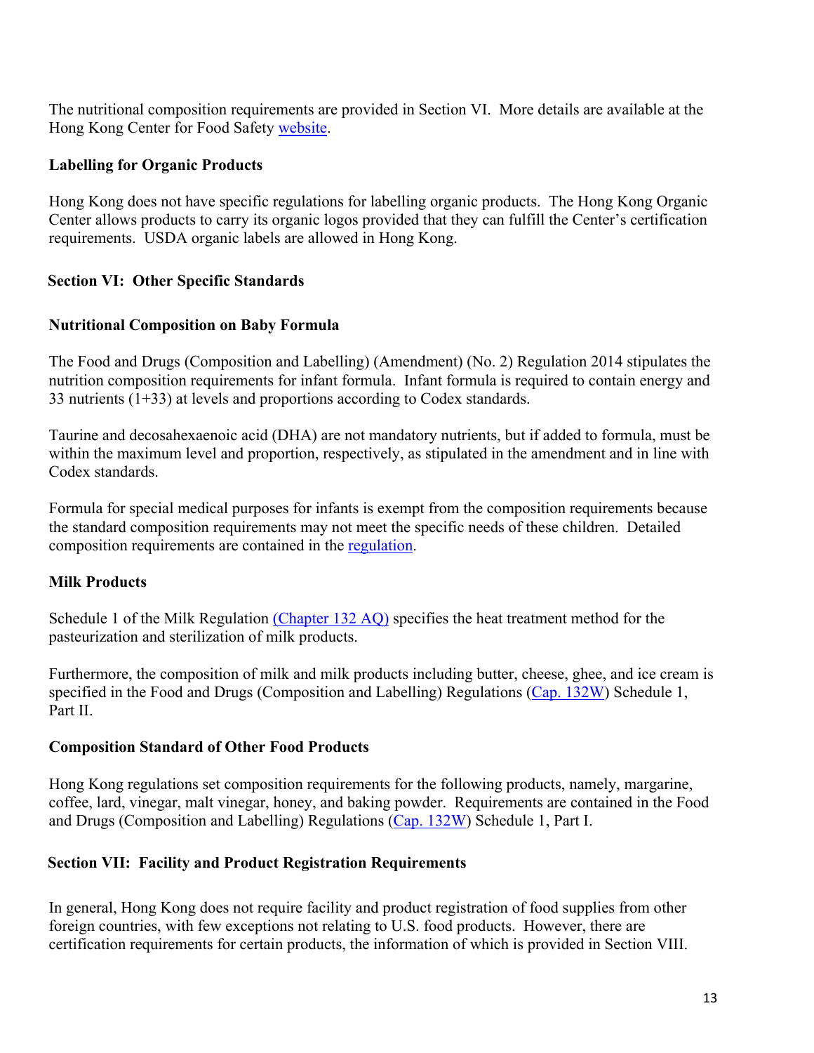The nutritional composition requirements are provided in Section VI. More details are available at the Hong Kong Center for Food Safety website.

**Labelling for Organic Products**

Hong Kong does not have specific regulations for labelling organic products. The Hong Kong Organic Center allows products to carry its organic logos provided that they can fulfill the Center's certification requirements. USDA organic labels are allowed in Hong Kong.

## Section VI: Other Specific Standards

**Nutritional Composition on Baby Formula**

The Food and Drugs (Composition and Labelling) (Amendment) (No. 2) Regulation 2014 stipulates the nutrition composition requirements for infant formula. Infant formula is required to contain energy and 33 nutrients (1+33) at levels and proportions according to Codex standards.

Taurine and decosahexaenoic acid (DHA) are not mandatory nutrients, but if added to formula, must be within the maximum level and proportion, respectively, as stipulated in the amendment and in line with Codex standards.

Formula for special medical purposes for infants is exempt from the composition requirements because the standard composition requirements may not meet the specific needs of these children. Detailed composition requirements are contained in the regulation.

**Milk Products**

Schedule 1 of the Milk Regulation (Chapter 132 AQ) specifies the heat treatment method for the pasteurization and sterilization of milk products.

Furthermore, the composition of milk and milk products including butter, cheese, ghee, and ice cream is specified in the Food and Drugs (Composition and Labelling) Regulations (Cap. 132W) Schedule 1, Part II.

**Composition Standard of Other Food Products**

Hong Kong regulations set composition requirements for the following products, namely, margarine, coffee, lard, vinegar, malt vinegar, honey, and baking powder. Requirements are contained in the Food and Drugs (Composition and Labelling) Regulations (Cap. 132W) Schedule 1, Part I.

## Section VII: Facility and Product Registration Requirements

In general, Hong Kong does not require facility and product registration of food supplies from other foreign countries, with few exceptions not relating to U.S. food products. However, there are certification requirements for certain products, the information of which is provided in Section VIII.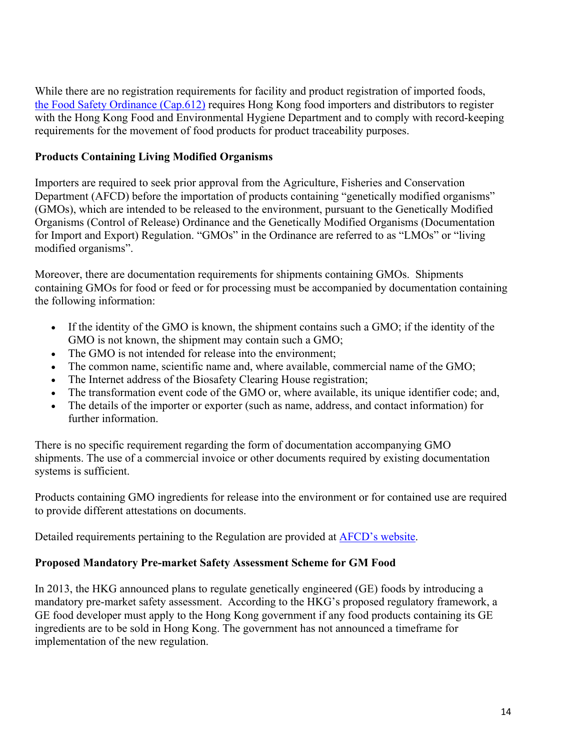While there are no registration requirements for facility and product registration of imported foods, [the Food Safety Ordinance (Cap.612)]() requires Hong Kong food importers and distributors to register with the Hong Kong Food and Environmental Hygiene Department and to comply with record-keeping requirements for the movement of food products for product traceability purposes.

**Products Containing Living Modified Organisms**

Importers are required to seek prior approval from the Agriculture, Fisheries and Conservation Department (AFCD) before the importation of products containing "genetically modified organisms" (GMOs), which are intended to be released to the environment, pursuant to the Genetically Modified Organisms (Control of Release) Ordinance and the Genetically Modified Organisms (Documentation for Import and Export) Regulation. "GMOs" in the Ordinance are referred to as "LMOs" or "living modified organisms".

Moreover, there are documentation requirements for shipments containing GMOs. Shipments containing GMOs for food or feed or for processing must be accompanied by documentation containing the following information:

- If the identity of the GMO is known, the shipment contains such a GMO; if the identity of the GMO is not known, the shipment may contain such a GMO;
- The GMO is not intended for release into the environment;
- The common name, scientific name and, where available, commercial name of the GMO;
- The Internet address of the Biosafety Clearing House registration;
- The transformation event code of the GMO or, where available, its unique identifier code; and,
- The details of the importer or exporter (such as name, address, and contact information) for further information.

There is no specific requirement regarding the form of documentation accompanying GMO shipments. The use of a commercial invoice or other documents required by existing documentation systems is sufficient.

Products containing GMO ingredients for release into the environment or for contained use are required to provide different attestations on documents.

Detailed requirements pertaining to the Regulation are provided at [AFCD's website]().

**Proposed Mandatory Pre-market Safety Assessment Scheme for GM Food**

In 2013, the HKG announced plans to regulate genetically engineered (GE) foods by introducing a mandatory pre-market safety assessment. According to the HKG's proposed regulatory framework, a GE food developer must apply to the Hong Kong government if any food products containing its GE ingredients are to be sold in Hong Kong. The government has not announced a timeframe for implementation of the new regulation.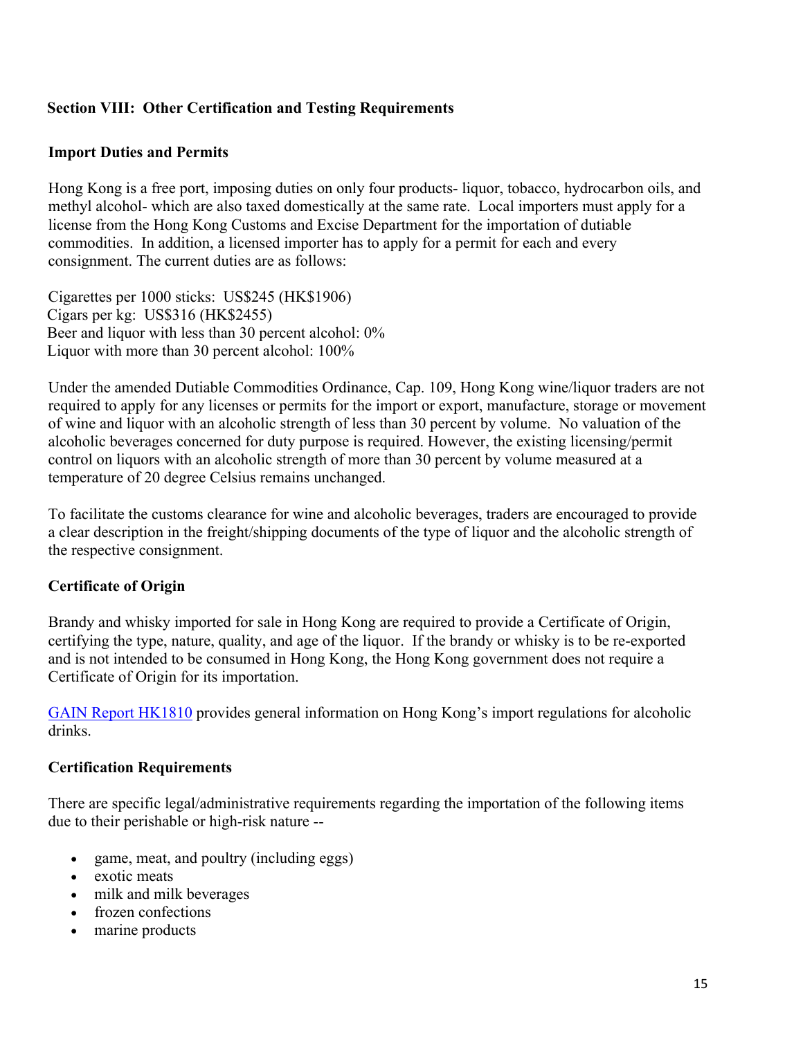## Section VIII: Other Certification and Testing Requirements

### Import Duties and Permits

Hong Kong is a free port, imposing duties on only four products- liquor, tobacco, hydrocarbon oils, and methyl alcohol- which are also taxed domestically at the same rate. Local importers must apply for a license from the Hong Kong Customs and Excise Department for the importation of dutiable commodities. In addition, a licensed importer has to apply for a permit for each and every consignment. The current duties are as follows:

Cigarettes per 1000 sticks: US$245 (HK$1906)
Cigars per kg: US$316 (HK$2455)
Beer and liquor with less than 30 percent alcohol: 0%
Liquor with more than 30 percent alcohol: 100%

Under the amended Dutiable Commodities Ordinance, Cap. 109, Hong Kong wine/liquor traders are not required to apply for any licenses or permits for the import or export, manufacture, storage or movement of wine and liquor with an alcoholic strength of less than 30 percent by volume. No valuation of the alcoholic beverages concerned for duty purpose is required. However, the existing licensing/permit control on liquors with an alcoholic strength of more than 30 percent by volume measured at a temperature of 20 degree Celsius remains unchanged.

To facilitate the customs clearance for wine and alcoholic beverages, traders are encouraged to provide a clear description in the freight/shipping documents of the type of liquor and the alcoholic strength of the respective consignment.

### Certificate of Origin

Brandy and whisky imported for sale in Hong Kong are required to provide a Certificate of Origin, certifying the type, nature, quality, and age of the liquor. If the brandy or whisky is to be re-exported and is not intended to be consumed in Hong Kong, the Hong Kong government does not require a Certificate of Origin for its importation.

GAIN Report HK1810 provides general information on Hong Kong's import regulations for alcoholic drinks.

### Certification Requirements

There are specific legal/administrative requirements regarding the importation of the following items due to their perishable or high-risk nature --

- game, meat, and poultry (including eggs)
- exotic meats
- milk and milk beverages
- frozen confections
- marine products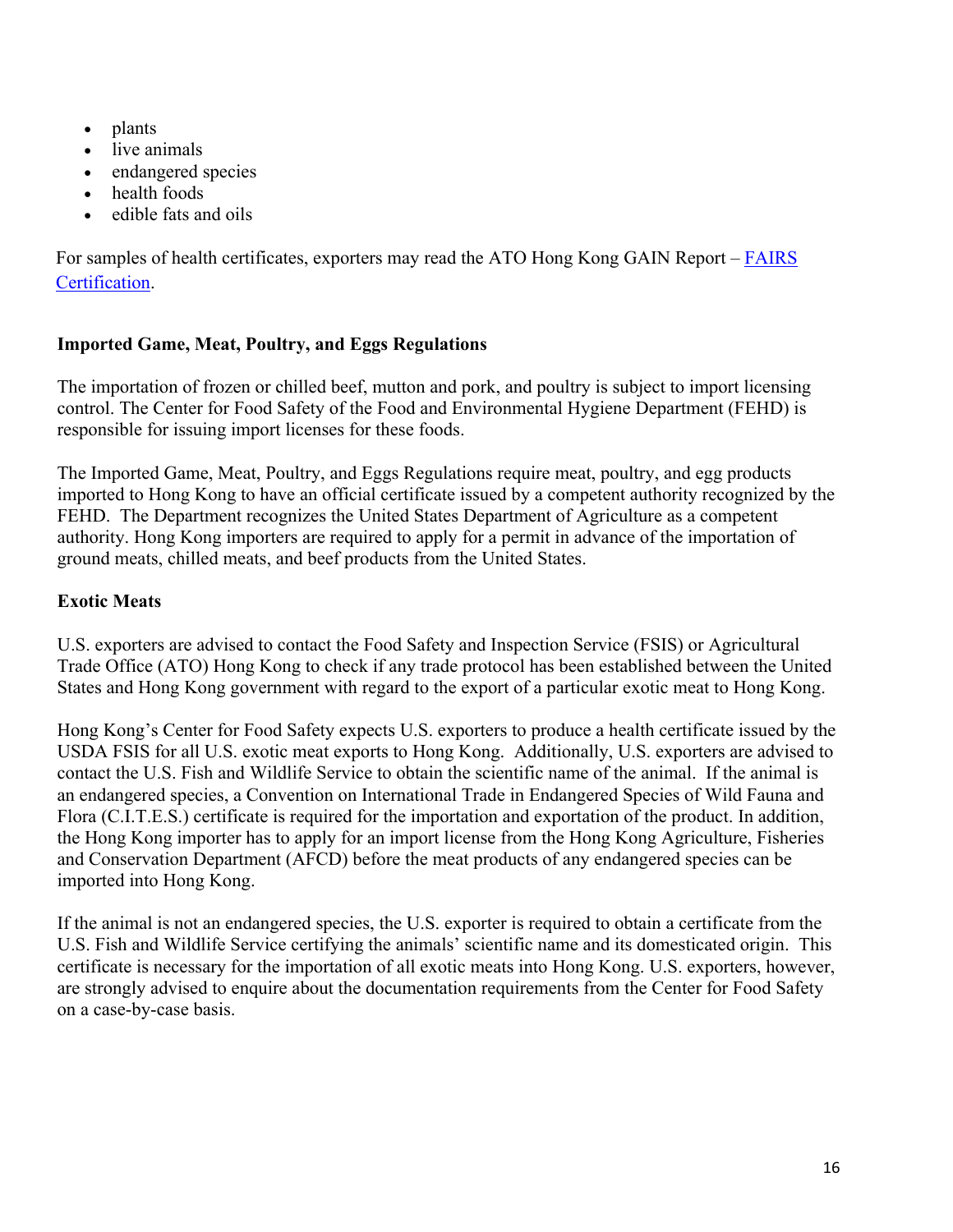- plants
- live animals
- endangered species
- health foods
- edible fats and oils

For samples of health certificates, exporters may read the ATO Hong Kong GAIN Report – FAIRS Certification.

**Imported Game, Meat, Poultry, and Eggs Regulations**

The importation of frozen or chilled beef, mutton and pork, and poultry is subject to import licensing control. The Center for Food Safety of the Food and Environmental Hygiene Department (FEHD) is responsible for issuing import licenses for these foods.

The Imported Game, Meat, Poultry, and Eggs Regulations require meat, poultry, and egg products imported to Hong Kong to have an official certificate issued by a competent authority recognized by the FEHD. The Department recognizes the United States Department of Agriculture as a competent authority. Hong Kong importers are required to apply for a permit in advance of the importation of ground meats, chilled meats, and beef products from the United States.

**Exotic Meats**

U.S. exporters are advised to contact the Food Safety and Inspection Service (FSIS) or Agricultural Trade Office (ATO) Hong Kong to check if any trade protocol has been established between the United States and Hong Kong government with regard to the export of a particular exotic meat to Hong Kong.

Hong Kong's Center for Food Safety expects U.S. exporters to produce a health certificate issued by the USDA FSIS for all U.S. exotic meat exports to Hong Kong. Additionally, U.S. exporters are advised to contact the U.S. Fish and Wildlife Service to obtain the scientific name of the animal. If the animal is an endangered species, a Convention on International Trade in Endangered Species of Wild Fauna and Flora (C.I.T.E.S.) certificate is required for the importation and exportation of the product. In addition, the Hong Kong importer has to apply for an import license from the Hong Kong Agriculture, Fisheries and Conservation Department (AFCD) before the meat products of any endangered species can be imported into Hong Kong.

If the animal is not an endangered species, the U.S. exporter is required to obtain a certificate from the U.S. Fish and Wildlife Service certifying the animals' scientific name and its domesticated origin. This certificate is necessary for the importation of all exotic meats into Hong Kong. U.S. exporters, however, are strongly advised to enquire about the documentation requirements from the Center for Food Safety on a case-by-case basis.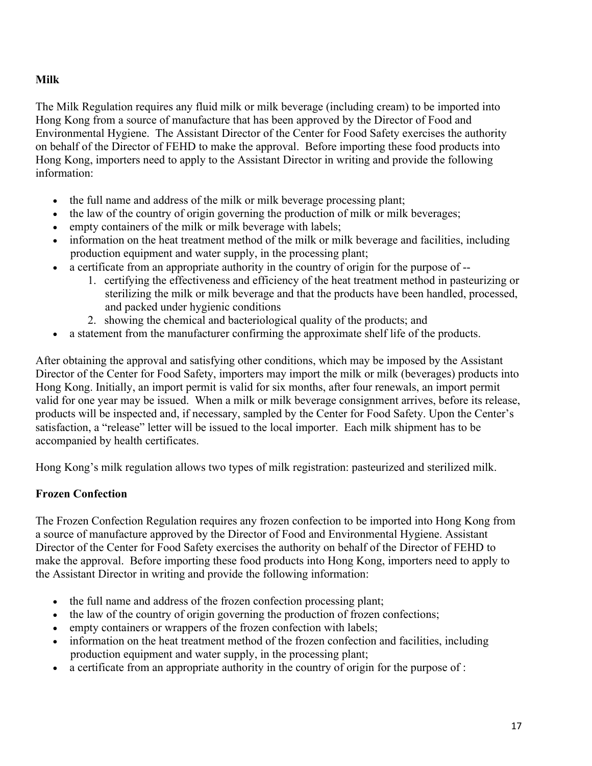**Milk**

The Milk Regulation requires any fluid milk or milk beverage (including cream) to be imported into Hong Kong from a source of manufacture that has been approved by the Director of Food and Environmental Hygiene. The Assistant Director of the Center for Food Safety exercises the authority on behalf of the Director of FEHD to make the approval. Before importing these food products into Hong Kong, importers need to apply to the Assistant Director in writing and provide the following information:

- the full name and address of the milk or milk beverage processing plant;
- the law of the country of origin governing the production of milk or milk beverages;
- empty containers of the milk or milk beverage with labels;
- information on the heat treatment method of the milk or milk beverage and facilities, including production equipment and water supply, in the processing plant;
- a certificate from an appropriate authority in the country of origin for the purpose of --
    1. certifying the effectiveness and efficiency of the heat treatment method in pasteurizing or sterilizing the milk or milk beverage and that the products have been handled, processed, and packed under hygienic conditions
    2. showing the chemical and bacteriological quality of the products; and
- a statement from the manufacturer confirming the approximate shelf life of the products.

After obtaining the approval and satisfying other conditions, which may be imposed by the Assistant Director of the Center for Food Safety, importers may import the milk or milk (beverages) products into Hong Kong. Initially, an import permit is valid for six months, after four renewals, an import permit valid for one year may be issued. When a milk or milk beverage consignment arrives, before its release, products will be inspected and, if necessary, sampled by the Center for Food Safety. Upon the Center's satisfaction, a "release" letter will be issued to the local importer. Each milk shipment has to be accompanied by health certificates.

Hong Kong's milk regulation allows two types of milk registration: pasteurized and sterilized milk.

**Frozen Confection**

The Frozen Confection Regulation requires any frozen confection to be imported into Hong Kong from a source of manufacture approved by the Director of Food and Environmental Hygiene. Assistant Director of the Center for Food Safety exercises the authority on behalf of the Director of FEHD to make the approval. Before importing these food products into Hong Kong, importers need to apply to the Assistant Director in writing and provide the following information:

- the full name and address of the frozen confection processing plant;
- the law of the country of origin governing the production of frozen confections;
- empty containers or wrappers of the frozen confection with labels;
- information on the heat treatment method of the frozen confection and facilities, including production equipment and water supply, in the processing plant;
- a certificate from an appropriate authority in the country of origin for the purpose of :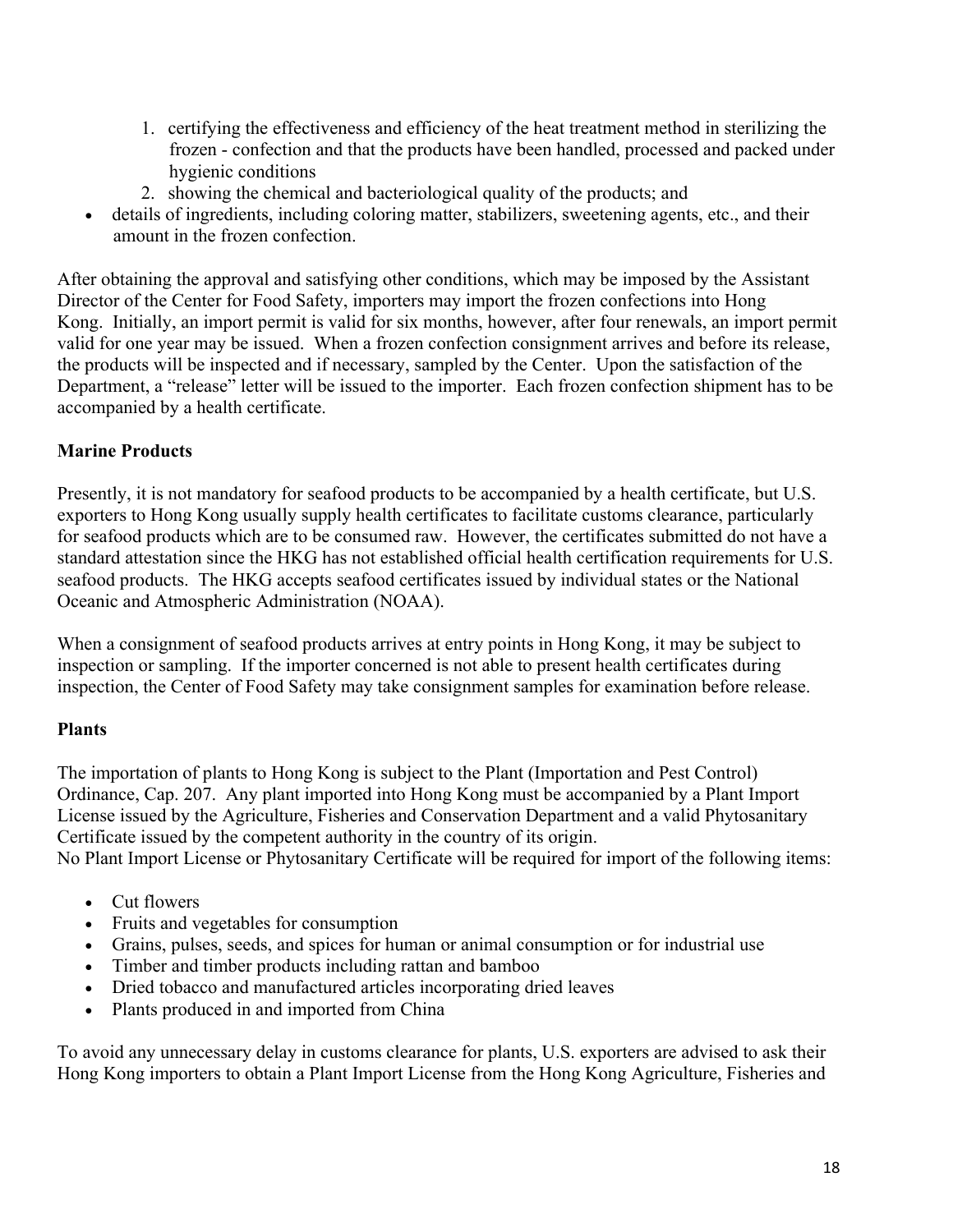1. certifying the effectiveness and efficiency of the heat treatment method in sterilizing the frozen - confection and that the products have been handled, processed and packed under hygienic conditions
2. showing the chemical and bacteriological quality of the products; and

- details of ingredients, including coloring matter, stabilizers, sweetening agents, etc., and their amount in the frozen confection.

After obtaining the approval and satisfying other conditions, which may be imposed by the Assistant Director of the Center for Food Safety, importers may import the frozen confections into Hong Kong. Initially, an import permit is valid for six months, however, after four renewals, an import permit valid for one year may be issued. When a frozen confection consignment arrives and before its release, the products will be inspected and if necessary, sampled by the Center. Upon the satisfaction of the Department, a "release" letter will be issued to the importer. Each frozen confection shipment has to be accompanied by a health certificate.

**Marine Products**

Presently, it is not mandatory for seafood products to be accompanied by a health certificate, but U.S. exporters to Hong Kong usually supply health certificates to facilitate customs clearance, particularly for seafood products which are to be consumed raw. However, the certificates submitted do not have a standard attestation since the HKG has not established official health certification requirements for U.S. seafood products. The HKG accepts seafood certificates issued by individual states or the National Oceanic and Atmospheric Administration (NOAA).

When a consignment of seafood products arrives at entry points in Hong Kong, it may be subject to inspection or sampling. If the importer concerned is not able to present health certificates during inspection, the Center of Food Safety may take consignment samples for examination before release.

**Plants**

The importation of plants to Hong Kong is subject to the Plant (Importation and Pest Control) Ordinance, Cap. 207. Any plant imported into Hong Kong must be accompanied by a Plant Import License issued by the Agriculture, Fisheries and Conservation Department and a valid Phytosanitary Certificate issued by the competent authority in the country of its origin.
No Plant Import License or Phytosanitary Certificate will be required for import of the following items:

- Cut flowers
- Fruits and vegetables for consumption
- Grains, pulses, seeds, and spices for human or animal consumption or for industrial use
- Timber and timber products including rattan and bamboo
- Dried tobacco and manufactured articles incorporating dried leaves
- Plants produced in and imported from China

To avoid any unnecessary delay in customs clearance for plants, U.S. exporters are advised to ask their Hong Kong importers to obtain a Plant Import License from the Hong Kong Agriculture, Fisheries and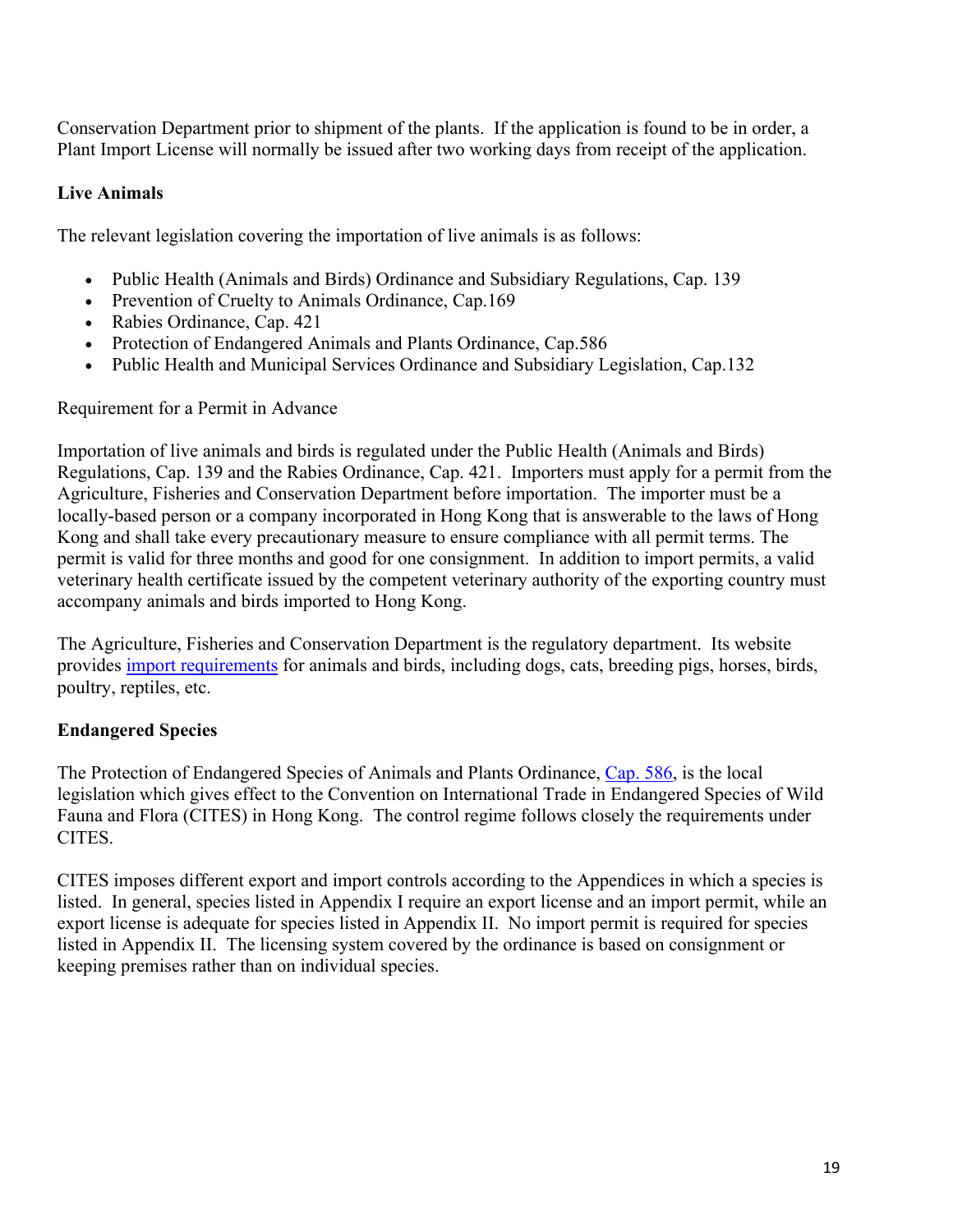Conservation Department prior to shipment of the plants. If the application is found to be in order, a Plant Import License will normally be issued after two working days from receipt of the application.

**Live Animals**

The relevant legislation covering the importation of live animals is as follows:

- Public Health (Animals and Birds) Ordinance and Subsidiary Regulations, Cap. 139
- Prevention of Cruelty to Animals Ordinance, Cap.169
- Rabies Ordinance, Cap. 421
- Protection of Endangered Animals and Plants Ordinance, Cap.586
- Public Health and Municipal Services Ordinance and Subsidiary Legislation, Cap.132

Requirement for a Permit in Advance

Importation of live animals and birds is regulated under the Public Health (Animals and Birds) Regulations, Cap. 139 and the Rabies Ordinance, Cap. 421. Importers must apply for a permit from the Agriculture, Fisheries and Conservation Department before importation. The importer must be a locally-based person or a company incorporated in Hong Kong that is answerable to the laws of Hong Kong and shall take every precautionary measure to ensure compliance with all permit terms. The permit is valid for three months and good for one consignment. In addition to import permits, a valid veterinary health certificate issued by the competent veterinary authority of the exporting country must accompany animals and birds imported to Hong Kong.

The Agriculture, Fisheries and Conservation Department is the regulatory department. Its website provides import requirements for animals and birds, including dogs, cats, breeding pigs, horses, birds, poultry, reptiles, etc.

**Endangered Species**

The Protection of Endangered Species of Animals and Plants Ordinance, Cap. 586, is the local legislation which gives effect to the Convention on International Trade in Endangered Species of Wild Fauna and Flora (CITES) in Hong Kong. The control regime follows closely the requirements under CITES.

CITES imposes different export and import controls according to the Appendices in which a species is listed. In general, species listed in Appendix I require an export license and an import permit, while an export license is adequate for species listed in Appendix II. No import permit is required for species listed in Appendix II. The licensing system covered by the ordinance is based on consignment or keeping premises rather than on individual species.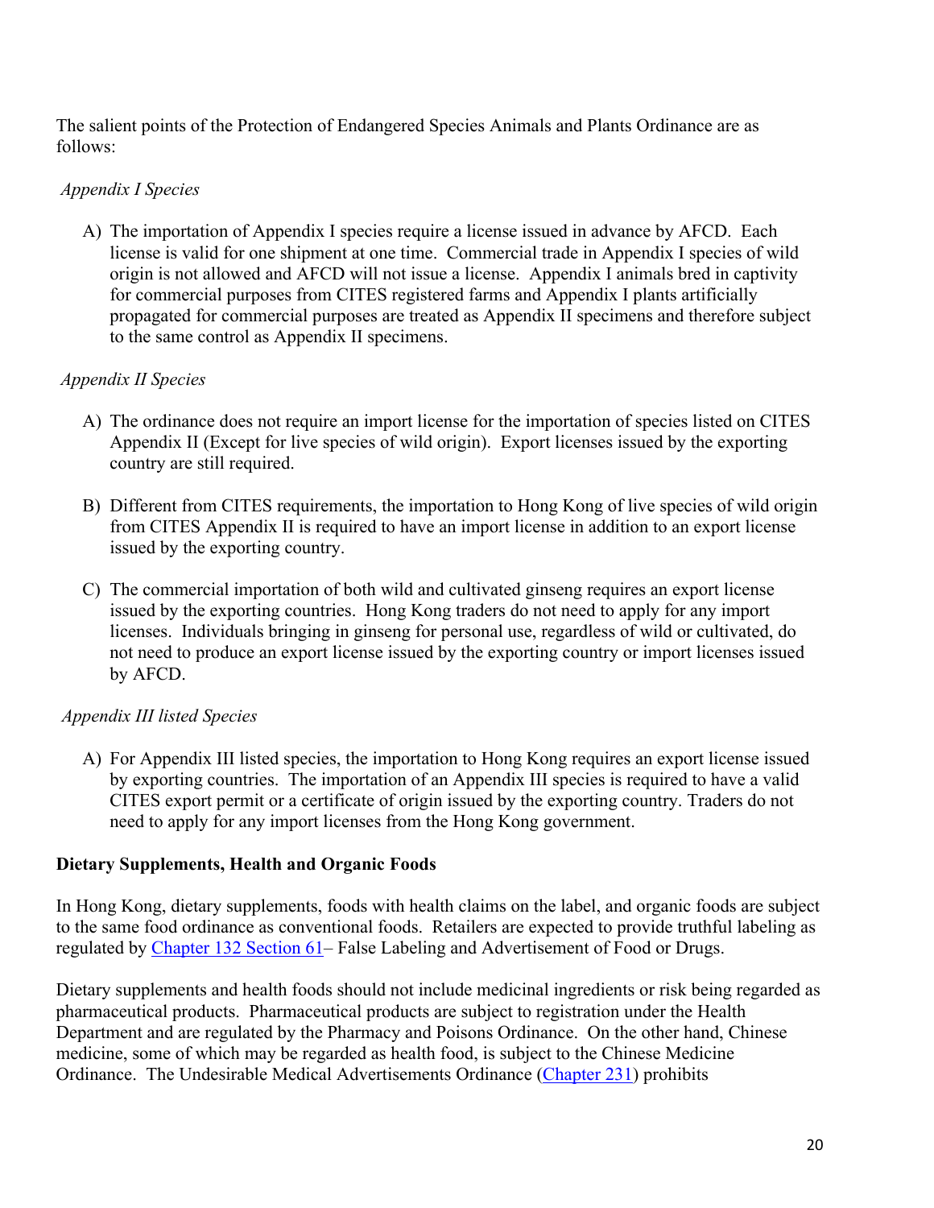The salient points of the Protection of Endangered Species Animals and Plants Ordinance are as follows:

*Appendix I Species*

A) The importation of Appendix I species require a license issued in advance by AFCD. Each license is valid for one shipment at one time. Commercial trade in Appendix I species of wild origin is not allowed and AFCD will not issue a license. Appendix I animals bred in captivity for commercial purposes from CITES registered farms and Appendix I plants artificially propagated for commercial purposes are treated as Appendix II specimens and therefore subject to the same control as Appendix II specimens.

*Appendix II Species*

A) The ordinance does not require an import license for the importation of species listed on CITES Appendix II (Except for live species of wild origin). Export licenses issued by the exporting country are still required.

B) Different from CITES requirements, the importation to Hong Kong of live species of wild origin from CITES Appendix II is required to have an import license in addition to an export license issued by the exporting country.

C) The commercial importation of both wild and cultivated ginseng requires an export license issued by the exporting countries. Hong Kong traders do not need to apply for any import licenses. Individuals bringing in ginseng for personal use, regardless of wild or cultivated, do not need to produce an export license issued by the exporting country or import licenses issued by AFCD.

*Appendix III listed Species*

A) For Appendix III listed species, the importation to Hong Kong requires an export license issued by exporting countries. The importation of an Appendix III species is required to have a valid CITES export permit or a certificate of origin issued by the exporting country. Traders do not need to apply for any import licenses from the Hong Kong government.

**Dietary Supplements, Health and Organic Foods**

In Hong Kong, dietary supplements, foods with health claims on the label, and organic foods are subject to the same food ordinance as conventional foods. Retailers are expected to provide truthful labeling as regulated by Chapter 132 Section 61– False Labeling and Advertisement of Food or Drugs.

Dietary supplements and health foods should not include medicinal ingredients or risk being regarded as pharmaceutical products. Pharmaceutical products are subject to registration under the Health Department and are regulated by the Pharmacy and Poisons Ordinance. On the other hand, Chinese medicine, some of which may be regarded as health food, is subject to the Chinese Medicine Ordinance. The Undesirable Medical Advertisements Ordinance (Chapter 231) prohibits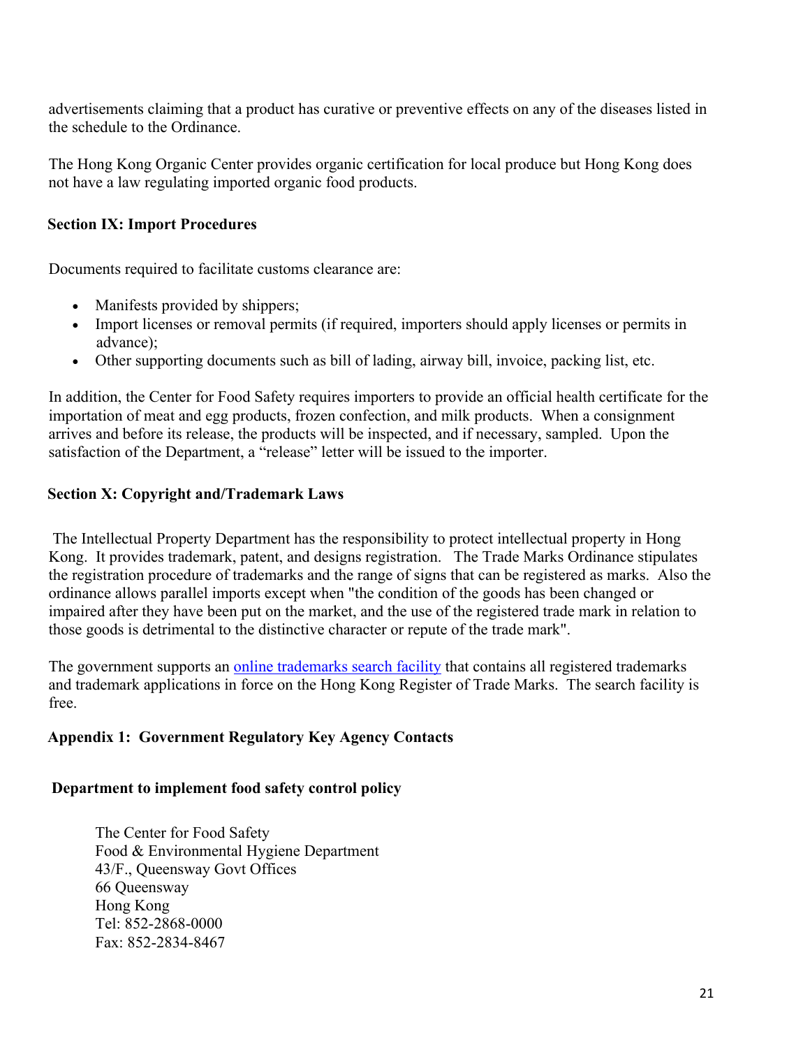advertisements claiming that a product has curative or preventive effects on any of the diseases listed in the schedule to the Ordinance.

The Hong Kong Organic Center provides organic certification for local produce but Hong Kong does not have a law regulating imported organic food products.

## Section IX: Import Procedures

Documents required to facilitate customs clearance are:

- Manifests provided by shippers;
- Import licenses or removal permits (if required, importers should apply licenses or permits in advance);
- Other supporting documents such as bill of lading, airway bill, invoice, packing list, etc.

In addition, the Center for Food Safety requires importers to provide an official health certificate for the importation of meat and egg products, frozen confection, and milk products. When a consignment arrives and before its release, the products will be inspected, and if necessary, sampled. Upon the satisfaction of the Department, a "release" letter will be issued to the importer.

## Section X: Copyright and/Trademark Laws

The Intellectual Property Department has the responsibility to protect intellectual property in Hong Kong. It provides trademark, patent, and designs registration. The Trade Marks Ordinance stipulates the registration procedure of trademarks and the range of signs that can be registered as marks. Also the ordinance allows parallel imports except when "the condition of the goods has been changed or impaired after they have been put on the market, and the use of the registered trade mark in relation to those goods is detrimental to the distinctive character or repute of the trade mark".

The government supports an online trademarks search facility that contains all registered trademarks and trademark applications in force on the Hong Kong Register of Trade Marks. The search facility is free.

## Appendix 1: Government Regulatory Key Agency Contacts

### Department to implement food safety control policy

The Center for Food Safety
Food & Environmental Hygiene Department
43/F., Queensway Govt Offices
66 Queensway
Hong Kong
Tel: 852-2868-0000
Fax: 852-2834-8467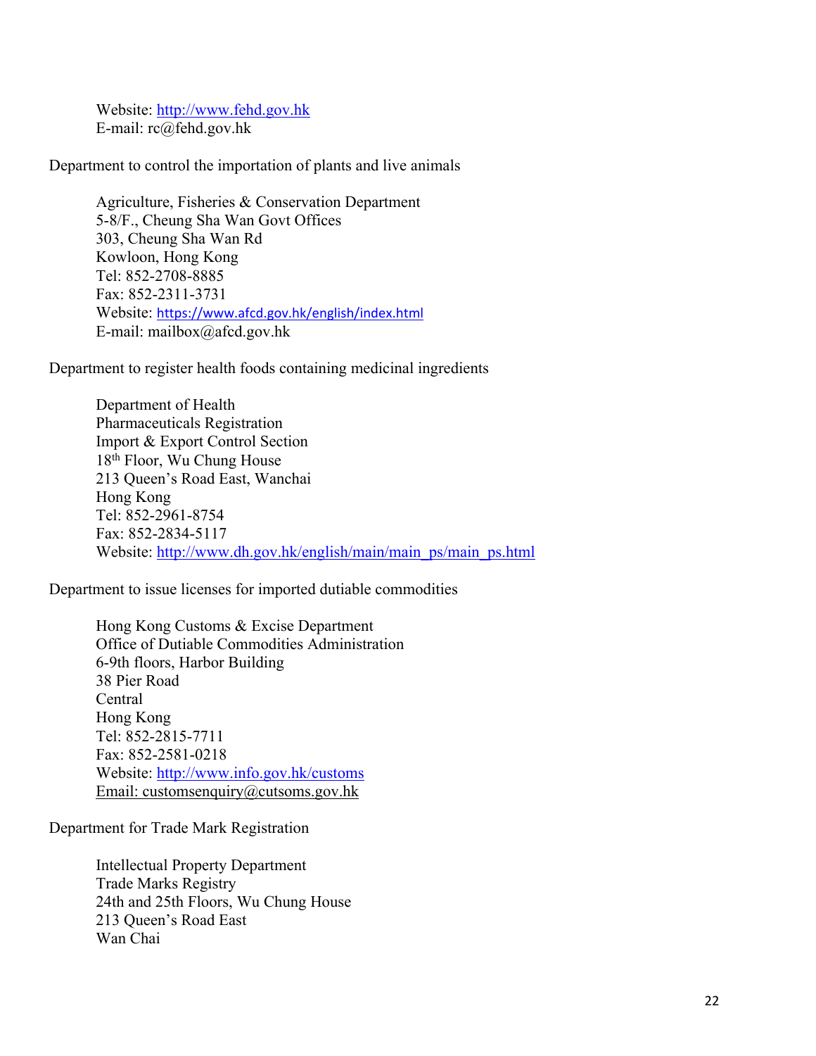Website: http://www.fehd.gov.hk
E-mail: rc@fehd.gov.hk

Department to control the importation of plants and live animals

Agriculture, Fisheries & Conservation Department
5-8/F., Cheung Sha Wan Govt Offices
303, Cheung Sha Wan Rd
Kowloon, Hong Kong
Tel: 852-2708-8885
Fax: 852-2311-3731
Website: https://www.afcd.gov.hk/english/index.html
E-mail: mailbox@afcd.gov.hk

Department to register health foods containing medicinal ingredients

Department of Health
Pharmaceuticals Registration
Import & Export Control Section
18th Floor, Wu Chung House
213 Queen's Road East, Wanchai
Hong Kong
Tel: 852-2961-8754
Fax: 852-2834-5117
Website: http://www.dh.gov.hk/english/main/main_ps/main_ps.html

Department to issue licenses for imported dutiable commodities

Hong Kong Customs & Excise Department
Office of Dutiable Commodities Administration
6-9th floors, Harbor Building
38 Pier Road
Central
Hong Kong
Tel: 852-2815-7711
Fax: 852-2581-0218
Website: http://www.info.gov.hk/customs
Email: customsenquiry@cutsoms.gov.hk

Department for Trade Mark Registration

Intellectual Property Department
Trade Marks Registry
24th and 25th Floors, Wu Chung House
213 Queen's Road East
Wan Chai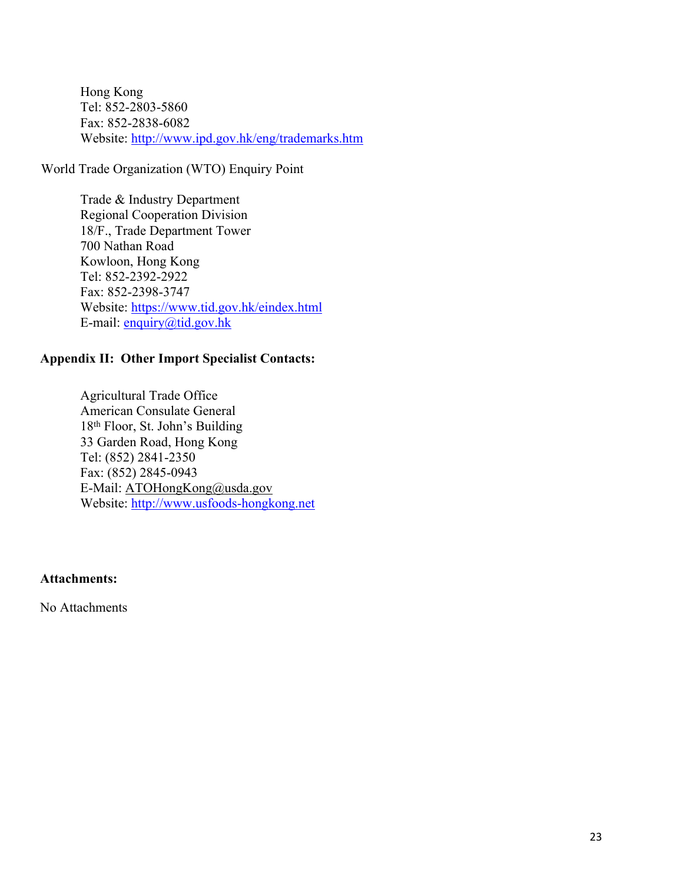Hong Kong
Tel: 852-2803-5860
Fax: 852-2838-6082
Website: http://www.ipd.gov.hk/eng/trademarks.htm

World Trade Organization (WTO) Enquiry Point

Trade & Industry Department
Regional Cooperation Division
18/F., Trade Department Tower
700 Nathan Road
Kowloon, Hong Kong
Tel: 852-2392-2922
Fax: 852-2398-3747
Website: https://www.tid.gov.hk/eindex.html
E-mail: enquiry@tid.gov.hk

**Appendix II: Other Import Specialist Contacts:**

Agricultural Trade Office
American Consulate General
18th Floor, St. John's Building
33 Garden Road, Hong Kong
Tel: (852) 2841-2350
Fax: (852) 2845-0943
E-Mail: ATOHongKong@usda.gov
Website: http://www.usfoods-hongkong.net

**Attachments:**

No Attachments